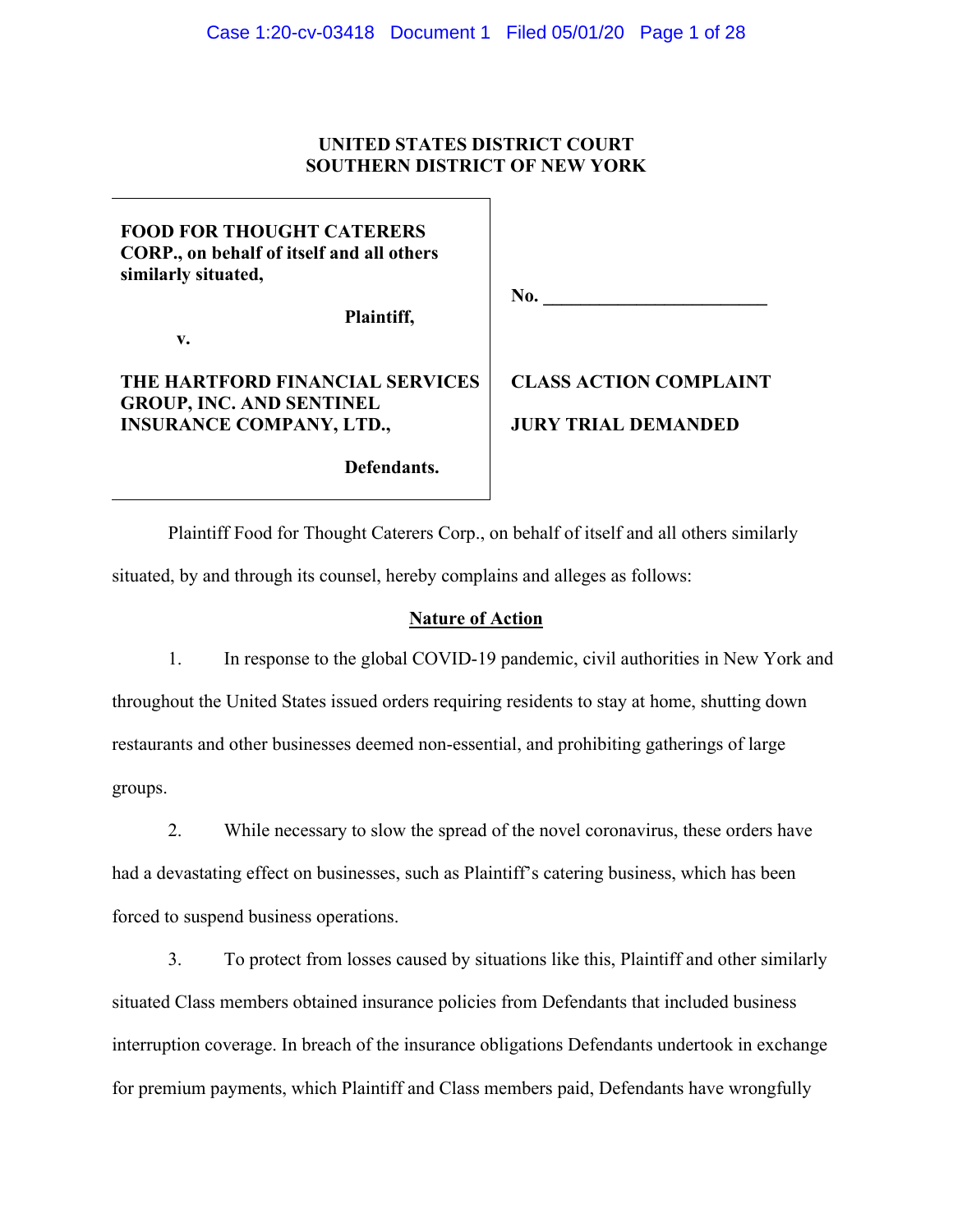**UNITED STATES DISTRICT COURT**
**SOUTHERN DISTRICT OF NEW YORK**

| | |
|---|---|
| **FOOD FOR THOUGHT CATERERS CORP., on behalf of itself and all others similarly situated,** <br><br> **Plaintiff,** <br><br> **v.** <br><br> **THE HARTFORD FINANCIAL SERVICES GROUP, INC. AND SENTINEL INSURANCE COMPANY, LTD.,** <br><br> **Defendants.** | **No. \_\_\_\_\_\_\_\_\_\_\_\_\_\_\_\_\_\_\_\_\_\_\_\_** <br><br> **CLASS ACTION COMPLAINT** <br><br> **JURY TRIAL DEMANDED** |

Plaintiff Food for Thought Caterers Corp., on behalf of itself and all others similarly situated, by and through its counsel, hereby complains and alleges as follows:

## Nature of Action

1. In response to the global COVID-19 pandemic, civil authorities in New York and throughout the United States issued orders requiring residents to stay at home, shutting down restaurants and other businesses deemed non-essential, and prohibiting gatherings of large groups.

2. While necessary to slow the spread of the novel coronavirus, these orders have had a devastating effect on businesses, such as Plaintiff's catering business, which has been forced to suspend business operations.

3. To protect from losses caused by situations like this, Plaintiff and other similarly situated Class members obtained insurance policies from Defendants that included business interruption coverage. In breach of the insurance obligations Defendants undertook in exchange for premium payments, which Plaintiff and Class members paid, Defendants have wrongfully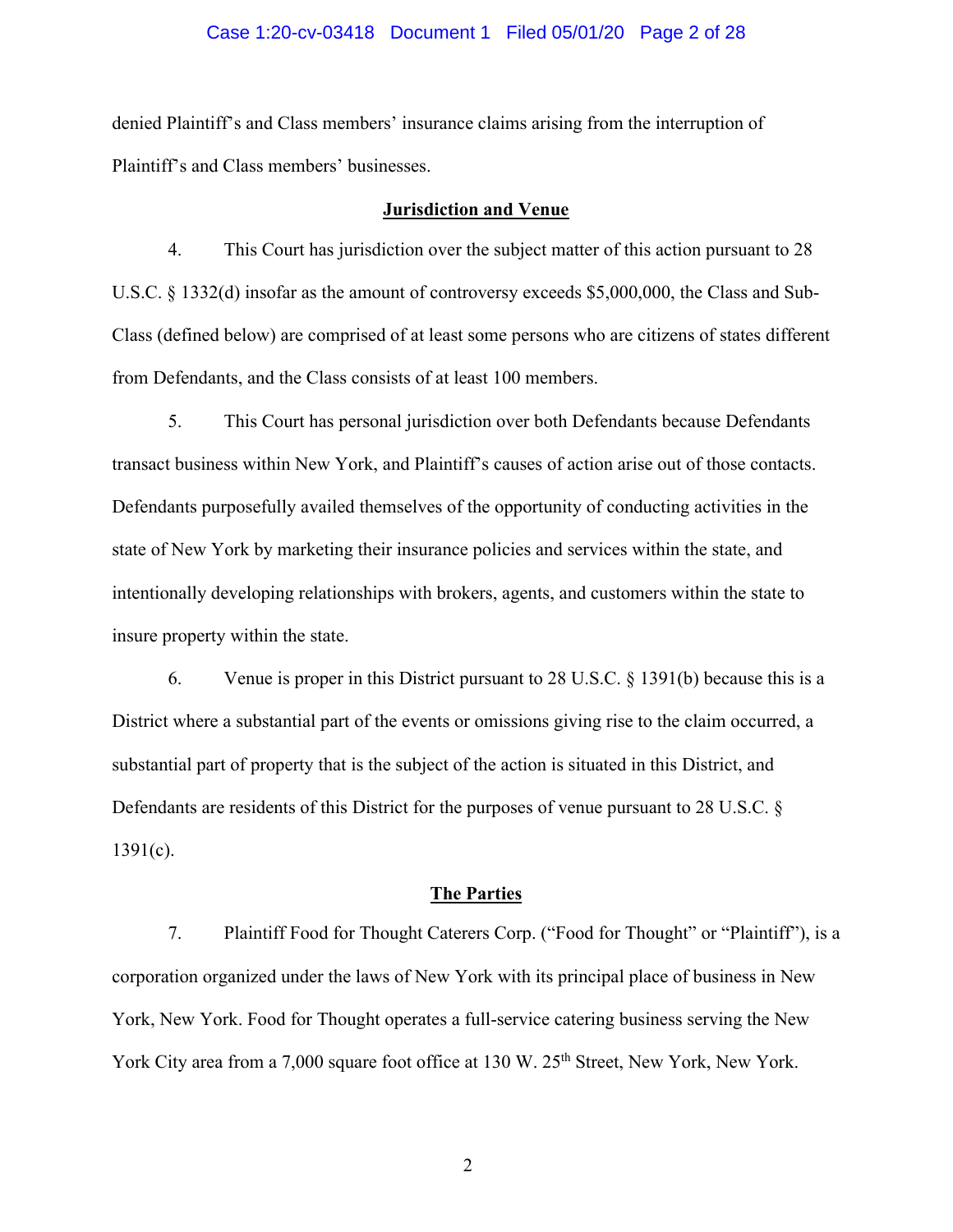denied Plaintiff's and Class members' insurance claims arising from the interruption of Plaintiff's and Class members' businesses.

## Jurisdiction and Venue

4. This Court has jurisdiction over the subject matter of this action pursuant to 28 U.S.C. § 1332(d) insofar as the amount of controversy exceeds $5,000,000, the Class and Sub-Class (defined below) are comprised of at least some persons who are citizens of states different from Defendants, and the Class consists of at least 100 members.

5. This Court has personal jurisdiction over both Defendants because Defendants transact business within New York, and Plaintiff's causes of action arise out of those contacts. Defendants purposefully availed themselves of the opportunity of conducting activities in the state of New York by marketing their insurance policies and services within the state, and intentionally developing relationships with brokers, agents, and customers within the state to insure property within the state.

6. Venue is proper in this District pursuant to 28 U.S.C. § 1391(b) because this is a District where a substantial part of the events or omissions giving rise to the claim occurred, a substantial part of property that is the subject of the action is situated in this District, and Defendants are residents of this District for the purposes of venue pursuant to 28 U.S.C. § 1391(c).

## The Parties

7. Plaintiff Food for Thought Caterers Corp. ("Food for Thought" or "Plaintiff"), is a corporation organized under the laws of New York with its principal place of business in New York, New York. Food for Thought operates a full-service catering business serving the New York City area from a 7,000 square foot office at 130 W. 25th Street, New York, New York.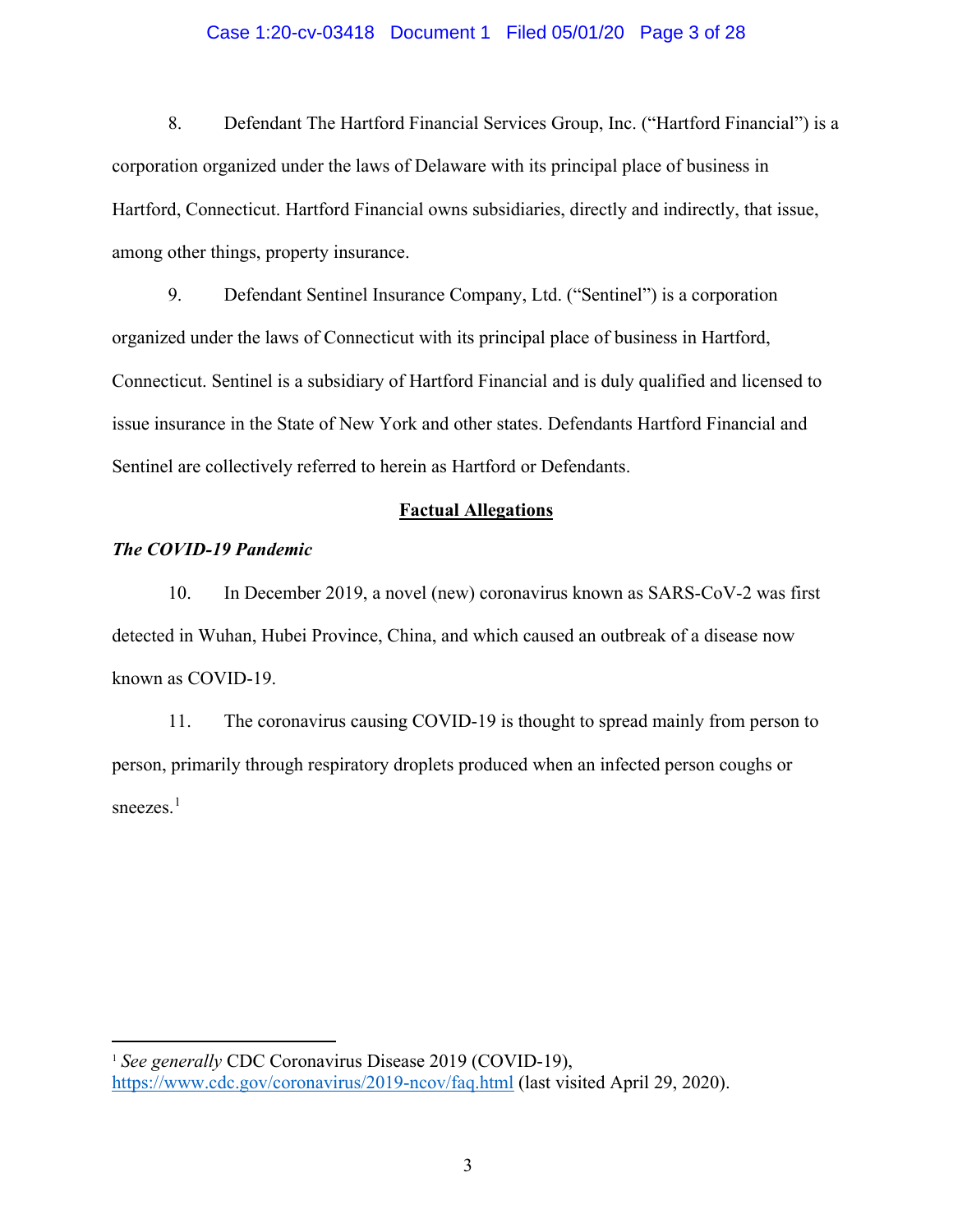8. Defendant The Hartford Financial Services Group, Inc. ("Hartford Financial") is a corporation organized under the laws of Delaware with its principal place of business in Hartford, Connecticut. Hartford Financial owns subsidiaries, directly and indirectly, that issue, among other things, property insurance.

9. Defendant Sentinel Insurance Company, Ltd. ("Sentinel") is a corporation organized under the laws of Connecticut with its principal place of business in Hartford, Connecticut. Sentinel is a subsidiary of Hartford Financial and is duly qualified and licensed to issue insurance in the State of New York and other states. Defendants Hartford Financial and Sentinel are collectively referred to herein as Hartford or Defendants.

## Factual Allegations

### *The COVID-19 Pandemic*

10. In December 2019, a novel (new) coronavirus known as SARS-CoV-2 was first detected in Wuhan, Hubei Province, China, and which caused an outbreak of a disease now known as COVID-19.

11. The coronavirus causing COVID-19 is thought to spread mainly from person to person, primarily through respiratory droplets produced when an infected person coughs or sneezes.[1]

---

[1] *See generally* CDC Coronavirus Disease 2019 (COVID-19), https://www.cdc.gov/coronavirus/2019-ncov/faq.html (last visited April 29, 2020).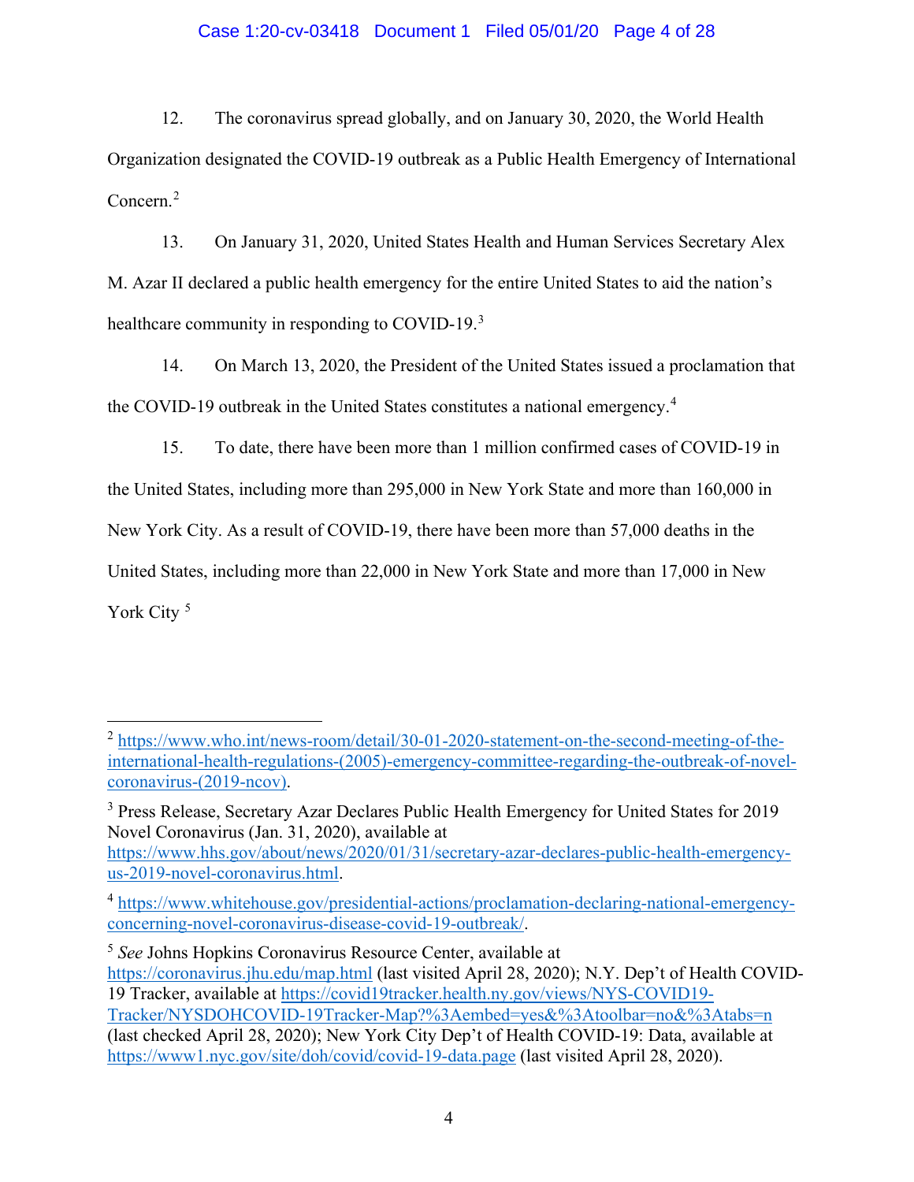12. The coronavirus spread globally, and on January 30, 2020, the World Health Organization designated the COVID-19 outbreak as a Public Health Emergency of International Concern.[2]

13. On January 31, 2020, United States Health and Human Services Secretary Alex M. Azar II declared a public health emergency for the entire United States to aid the nation's healthcare community in responding to COVID-19.[3]

14. On March 13, 2020, the President of the United States issued a proclamation that the COVID-19 outbreak in the United States constitutes a national emergency.[4]

15. To date, there have been more than 1 million confirmed cases of COVID-19 in the United States, including more than 295,000 in New York State and more than 160,000 in New York City. As a result of COVID-19, there have been more than 57,000 deaths in the United States, including more than 22,000 in New York State and more than 17,000 in New York City [5]

---

[2] https://www.who.int/news-room/detail/30-01-2020-statement-on-the-second-meeting-of-the-international-health-regulations-(2005)-emergency-committee-regarding-the-outbreak-of-novel-coronavirus-(2019-ncov).

[3] Press Release, Secretary Azar Declares Public Health Emergency for United States for 2019 Novel Coronavirus (Jan. 31, 2020), available at https://www.hhs.gov/about/news/2020/01/31/secretary-azar-declares-public-health-emergency-us-2019-novel-coronavirus.html.

[4] https://www.whitehouse.gov/presidential-actions/proclamation-declaring-national-emergency-concerning-novel-coronavirus-disease-covid-19-outbreak/.

[5] *See* Johns Hopkins Coronavirus Resource Center, available at https://coronavirus.jhu.edu/map.html (last visited April 28, 2020); N.Y. Dep't of Health COVID-19 Tracker, available at https://covid19tracker.health.ny.gov/views/NYS-COVID19-Tracker/NYSDOHCOVID-19Tracker-Map?%3Aembed=yes&%3Atoolbar=no&%3Atabs=n (last checked April 28, 2020); New York City Dep't of Health COVID-19: Data, available at https://www1.nyc.gov/site/doh/covid/covid-19-data.page (last visited April 28, 2020).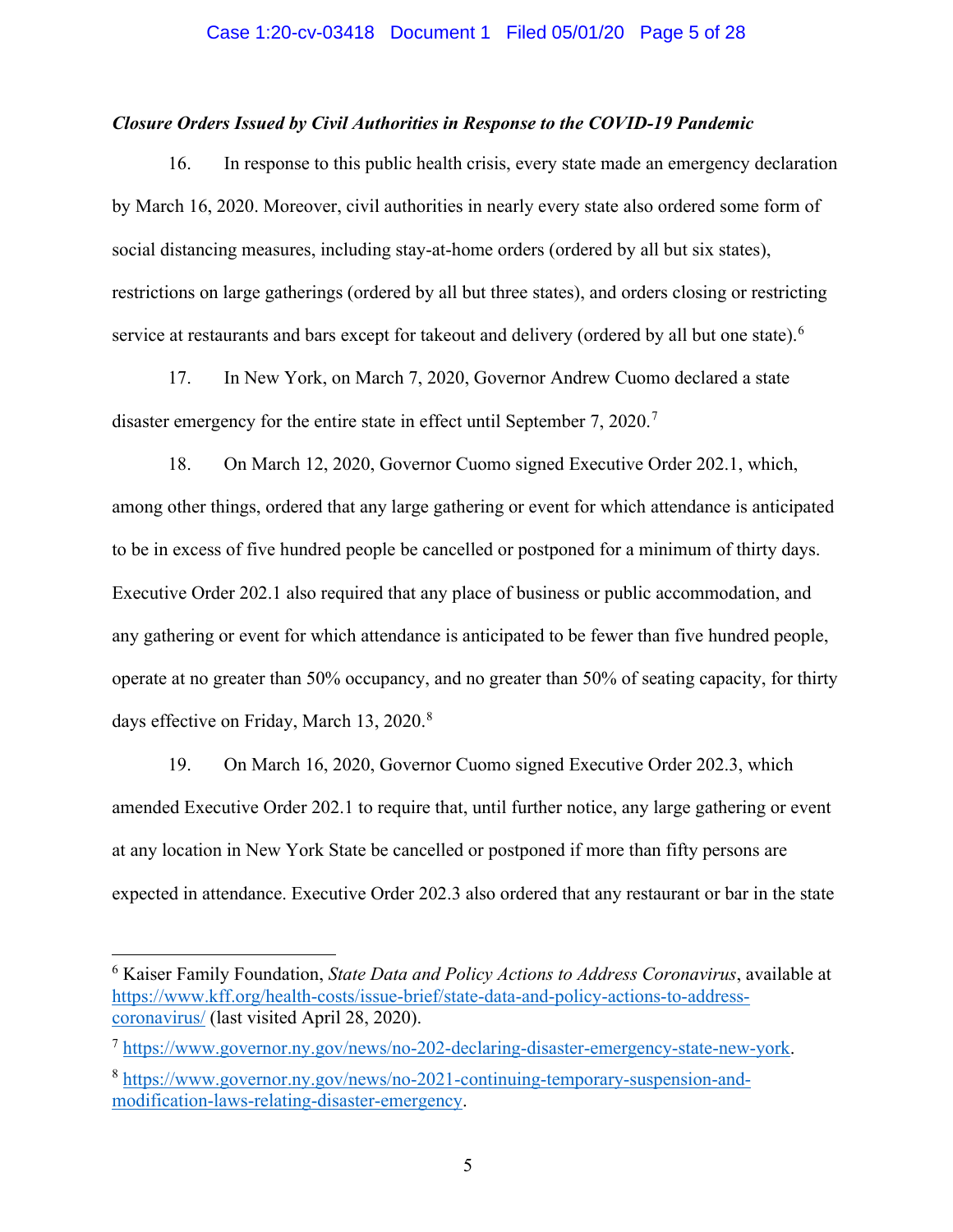***Closure Orders Issued by Civil Authorities in Response to the COVID-19 Pandemic***

16. In response to this public health crisis, every state made an emergency declaration by March 16, 2020. Moreover, civil authorities in nearly every state also ordered some form of social distancing measures, including stay-at-home orders (ordered by all but six states), restrictions on large gatherings (ordered by all but three states), and orders closing or restricting service at restaurants and bars except for takeout and delivery (ordered by all but one state).[6]

17. In New York, on March 7, 2020, Governor Andrew Cuomo declared a state disaster emergency for the entire state in effect until September 7, 2020.[7]

18. On March 12, 2020, Governor Cuomo signed Executive Order 202.1, which, among other things, ordered that any large gathering or event for which attendance is anticipated to be in excess of five hundred people be cancelled or postponed for a minimum of thirty days. Executive Order 202.1 also required that any place of business or public accommodation, and any gathering or event for which attendance is anticipated to be fewer than five hundred people, operate at no greater than 50% occupancy, and no greater than 50% of seating capacity, for thirty days effective on Friday, March 13, 2020.[8]

19. On March 16, 2020, Governor Cuomo signed Executive Order 202.3, which amended Executive Order 202.1 to require that, until further notice, any large gathering or event at any location in New York State be cancelled or postponed if more than fifty persons are expected in attendance. Executive Order 202.3 also ordered that any restaurant or bar in the state

---

[6] Kaiser Family Foundation, *State Data and Policy Actions to Address Coronavirus*, available at https://www.kff.org/health-costs/issue-brief/state-data-and-policy-actions-to-address-coronavirus/ (last visited April 28, 2020).

[7] https://www.governor.ny.gov/news/no-202-declaring-disaster-emergency-state-new-york.

[8] https://www.governor.ny.gov/news/no-2021-continuing-temporary-suspension-and-modification-laws-relating-disaster-emergency.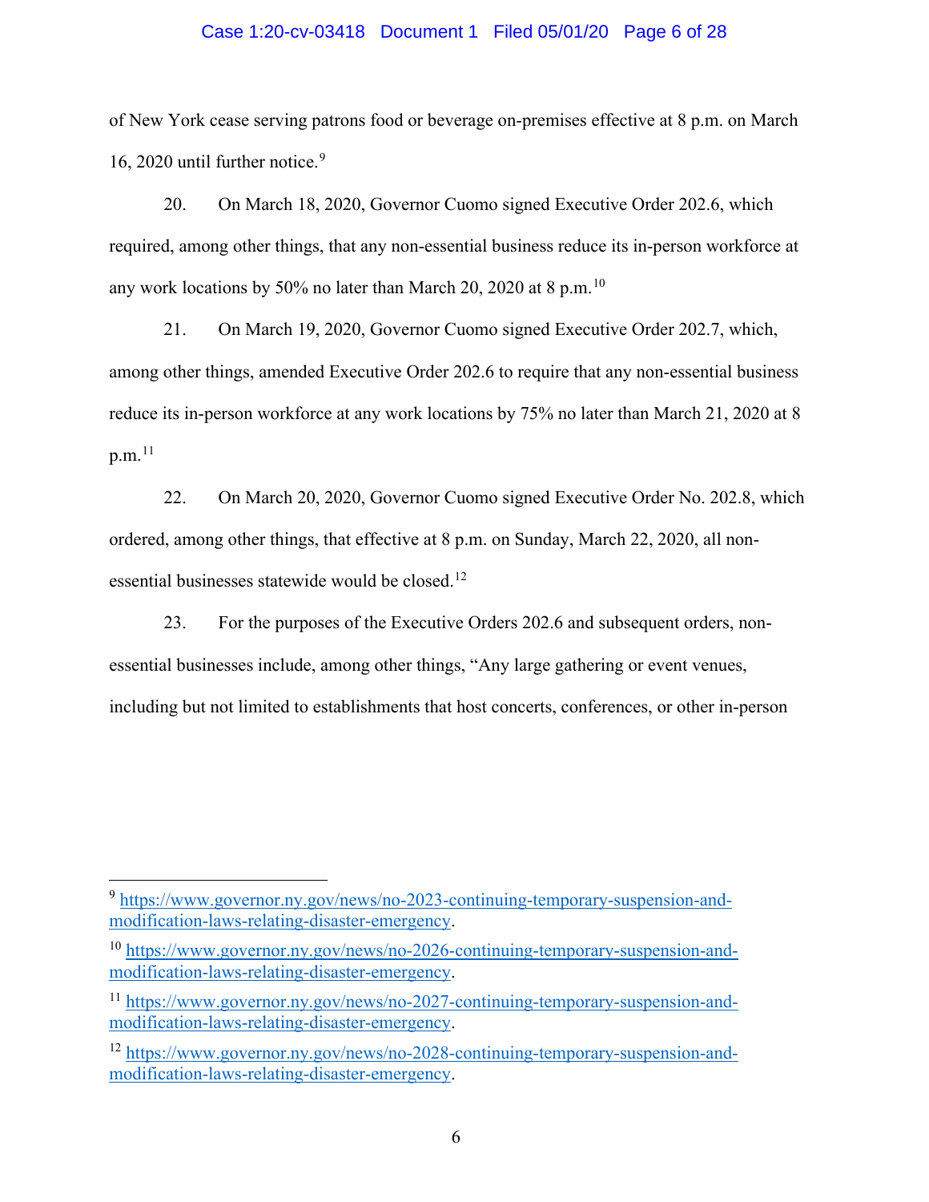of New York cease serving patrons food or beverage on-premises effective at 8 p.m. on March 16, 2020 until further notice.[9]

20. On March 18, 2020, Governor Cuomo signed Executive Order 202.6, which required, among other things, that any non-essential business reduce its in-person workforce at any work locations by 50% no later than March 20, 2020 at 8 p.m.[10]

21. On March 19, 2020, Governor Cuomo signed Executive Order 202.7, which, among other things, amended Executive Order 202.6 to require that any non-essential business reduce its in-person workforce at any work locations by 75% no later than March 21, 2020 at 8 p.m.[11]

22. On March 20, 2020, Governor Cuomo signed Executive Order No. 202.8, which ordered, among other things, that effective at 8 p.m. on Sunday, March 22, 2020, all non-essential businesses statewide would be closed.[12]

23. For the purposes of the Executive Orders 202.6 and subsequent orders, non-essential businesses include, among other things, "Any large gathering or event venues, including but not limited to establishments that host concerts, conferences, or other in-person

---

[9] https://www.governor.ny.gov/news/no-2023-continuing-temporary-suspension-and-modification-laws-relating-disaster-emergency.

[10] https://www.governor.ny.gov/news/no-2026-continuing-temporary-suspension-and-modification-laws-relating-disaster-emergency.

[11] https://www.governor.ny.gov/news/no-2027-continuing-temporary-suspension-and-modification-laws-relating-disaster-emergency.

[12] https://www.governor.ny.gov/news/no-2028-continuing-temporary-suspension-and-modification-laws-relating-disaster-emergency.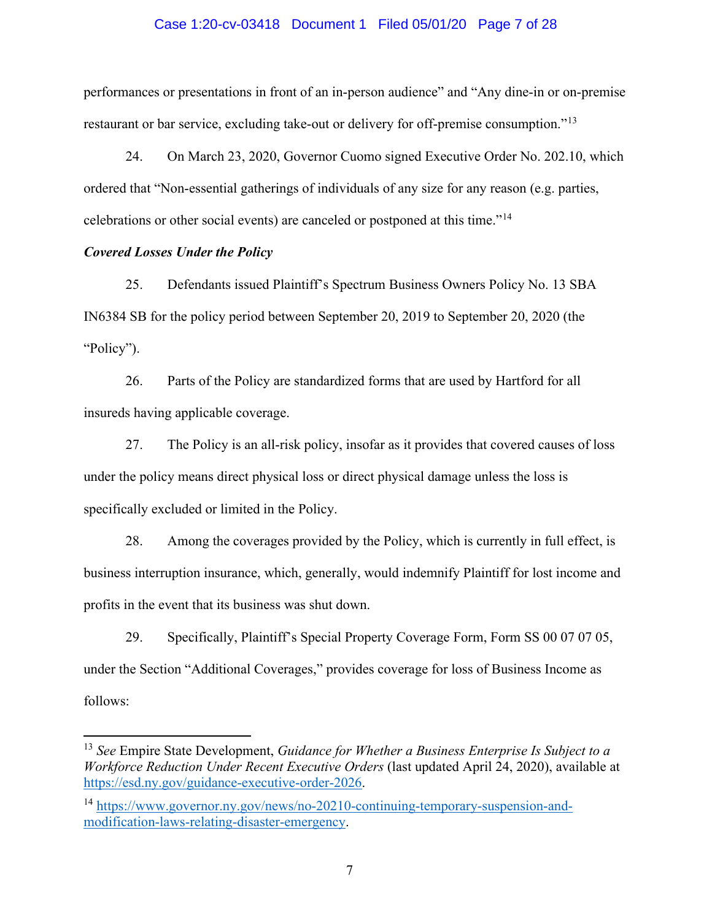performances or presentations in front of an in-person audience" and "Any dine-in or on-premise restaurant or bar service, excluding take-out or delivery for off-premise consumption."[13]

24. On March 23, 2020, Governor Cuomo signed Executive Order No. 202.10, which ordered that "Non-essential gatherings of individuals of any size for any reason (e.g. parties, celebrations or other social events) are canceled or postponed at this time."[14]

***Covered Losses Under the Policy***

25. Defendants issued Plaintiff's Spectrum Business Owners Policy No. 13 SBA IN6384 SB for the policy period between September 20, 2019 to September 20, 2020 (the "Policy").

26. Parts of the Policy are standardized forms that are used by Hartford for all insureds having applicable coverage.

27. The Policy is an all-risk policy, insofar as it provides that covered causes of loss under the policy means direct physical loss or direct physical damage unless the loss is specifically excluded or limited in the Policy.

28. Among the coverages provided by the Policy, which is currently in full effect, is business interruption insurance, which, generally, would indemnify Plaintiff for lost income and profits in the event that its business was shut down.

29. Specifically, Plaintiff's Special Property Coverage Form, Form SS 00 07 07 05, under the Section "Additional Coverages," provides coverage for loss of Business Income as follows:

---

[13] *See* Empire State Development, *Guidance for Whether a Business Enterprise Is Subject to a Workforce Reduction Under Recent Executive Orders* (last updated April 24, 2020), available at https://esd.ny.gov/guidance-executive-order-2026.

[14] https://www.governor.ny.gov/news/no-20210-continuing-temporary-suspension-and-modification-laws-relating-disaster-emergency.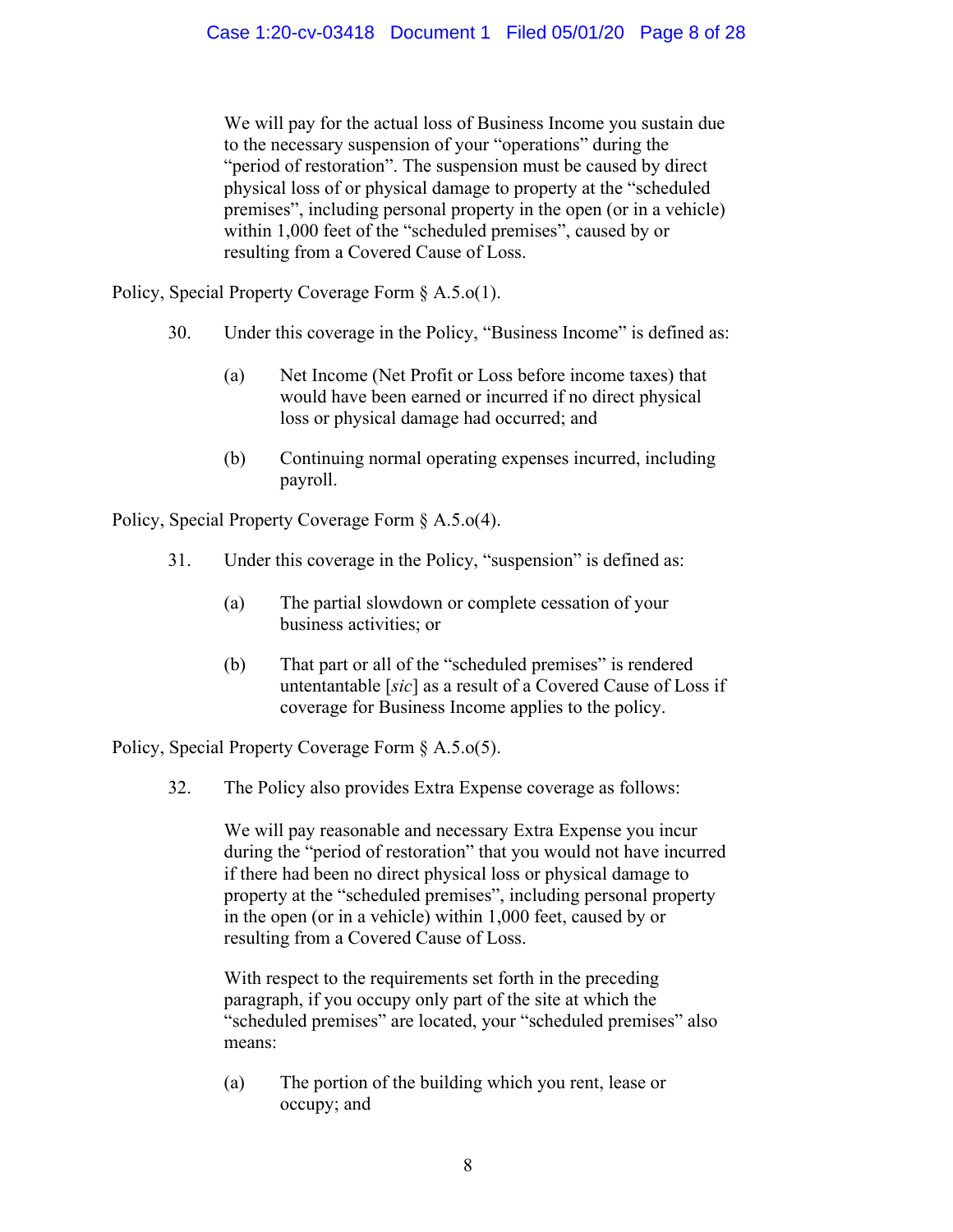> We will pay for the actual loss of Business Income you sustain due to the necessary suspension of your "operations" during the "period of restoration". The suspension must be caused by direct physical loss of or physical damage to property at the "scheduled premises", including personal property in the open (or in a vehicle) within 1,000 feet of the "scheduled premises", caused by or resulting from a Covered Cause of Loss.

Policy, Special Property Coverage Form § A.5.o(1).

30. Under this coverage in the Policy, "Business Income" is defined as:

> (a) Net Income (Net Profit or Loss before income taxes) that would have been earned or incurred if no direct physical loss or physical damage had occurred; and
>
> (b) Continuing normal operating expenses incurred, including payroll.

Policy, Special Property Coverage Form § A.5.o(4).

31. Under this coverage in the Policy, "suspension" is defined as:

> (a) The partial slowdown or complete cessation of your business activities; or
>
> (b) That part or all of the "scheduled premises" is rendered untentantable [*sic*] as a result of a Covered Cause of Loss if coverage for Business Income applies to the policy.

Policy, Special Property Coverage Form § A.5.o(5).

32. The Policy also provides Extra Expense coverage as follows:

> We will pay reasonable and necessary Extra Expense you incur during the "period of restoration" that you would not have incurred if there had been no direct physical loss or physical damage to property at the "scheduled premises", including personal property in the open (or in a vehicle) within 1,000 feet, caused by or resulting from a Covered Cause of Loss.
>
> With respect to the requirements set forth in the preceding paragraph, if you occupy only part of the site at which the "scheduled premises" are located, your "scheduled premises" also means:
>
> (a) The portion of the building which you rent, lease or occupy; and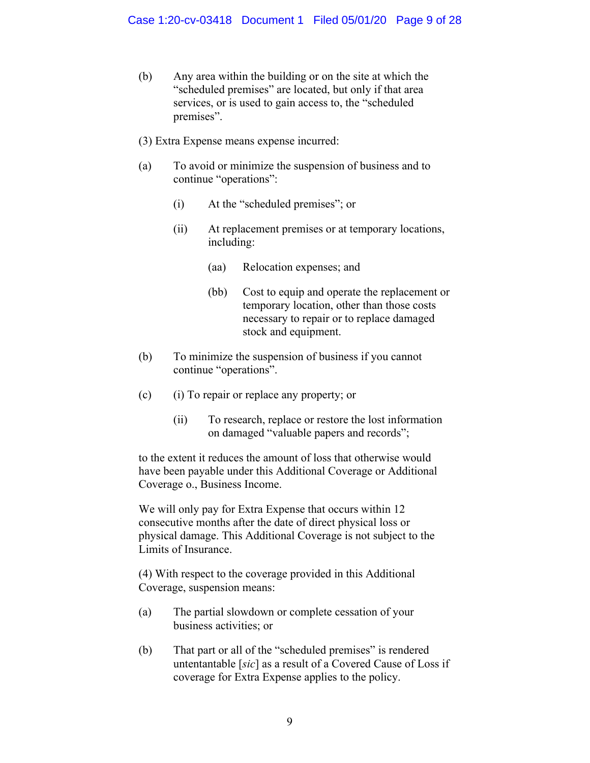(b) Any area within the building or on the site at which the "scheduled premises" are located, but only if that area services, or is used to gain access to, the "scheduled premises".

(3) Extra Expense means expense incurred:

(a) To avoid or minimize the suspension of business and to continue "operations":

  (i) At the "scheduled premises"; or

  (ii) At replacement premises or at temporary locations, including:

    (aa) Relocation expenses; and

    (bb) Cost to equip and operate the replacement or temporary location, other than those costs necessary to repair or to replace damaged stock and equipment.

(b) To minimize the suspension of business if you cannot continue "operations".

(c) (i) To repair or replace any property; or

  (ii) To research, replace or restore the lost information on damaged "valuable papers and records";

to the extent it reduces the amount of loss that otherwise would have been payable under this Additional Coverage or Additional Coverage o., Business Income.

We will only pay for Extra Expense that occurs within 12 consecutive months after the date of direct physical loss or physical damage. This Additional Coverage is not subject to the Limits of Insurance.

(4) With respect to the coverage provided in this Additional Coverage, suspension means:

(a) The partial slowdown or complete cessation of your business activities; or

(b) That part or all of the "scheduled premises" is rendered untentantable [*sic*] as a result of a Covered Cause of Loss if coverage for Extra Expense applies to the policy.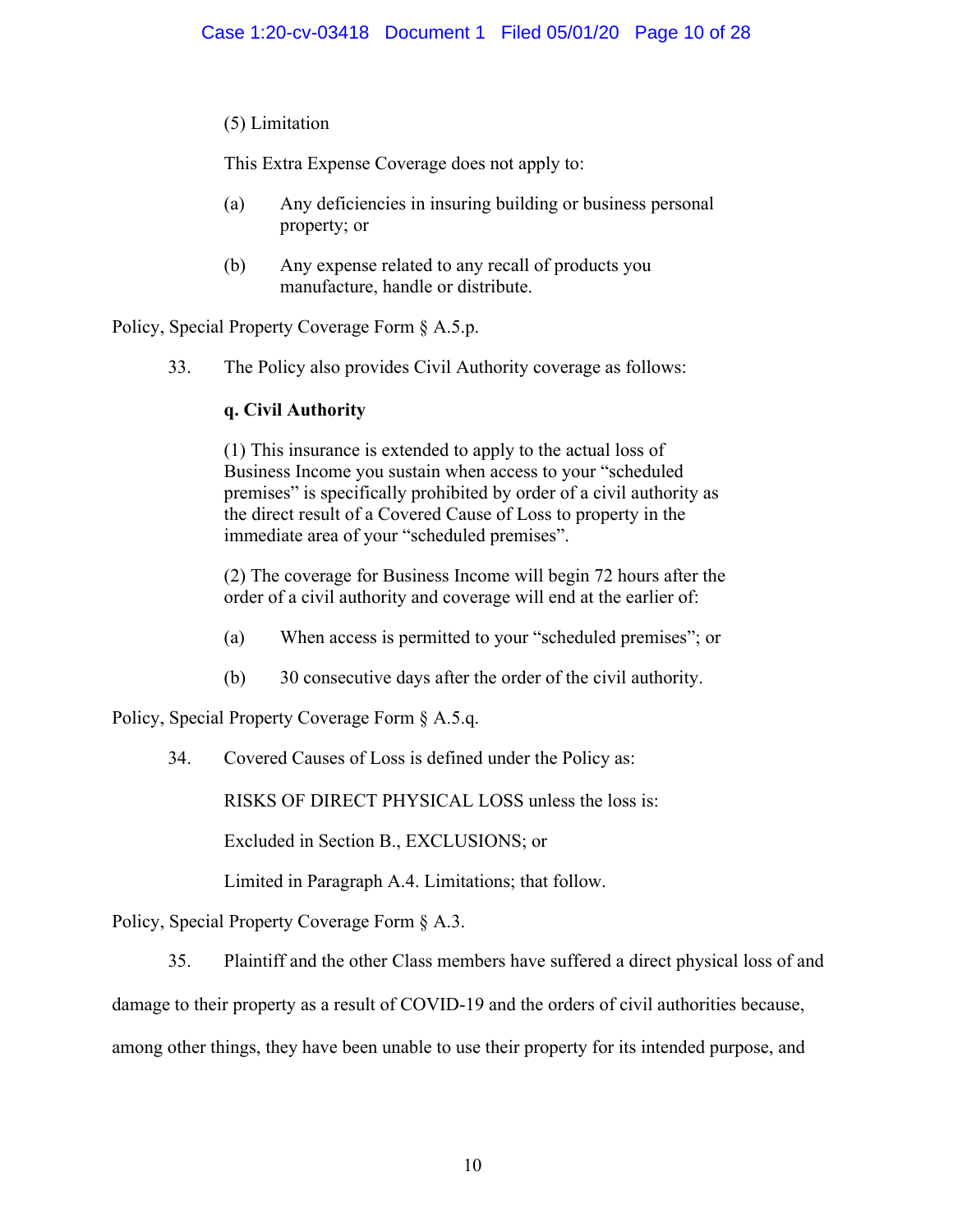(5) Limitation

This Extra Expense Coverage does not apply to:

(a) Any deficiencies in insuring building or business personal property; or

(b) Any expense related to any recall of products you manufacture, handle or distribute.

Policy, Special Property Coverage Form § A.5.p.

33. The Policy also provides Civil Authority coverage as follows:

**q. Civil Authority**

(1) This insurance is extended to apply to the actual loss of Business Income you sustain when access to your "scheduled premises" is specifically prohibited by order of a civil authority as the direct result of a Covered Cause of Loss to property in the immediate area of your "scheduled premises".

(2) The coverage for Business Income will begin 72 hours after the order of a civil authority and coverage will end at the earlier of:

(a) When access is permitted to your "scheduled premises"; or

(b) 30 consecutive days after the order of the civil authority.

Policy, Special Property Coverage Form § A.5.q.

34. Covered Causes of Loss is defined under the Policy as:

RISKS OF DIRECT PHYSICAL LOSS unless the loss is:

Excluded in Section B., EXCLUSIONS; or

Limited in Paragraph A.4. Limitations; that follow.

Policy, Special Property Coverage Form § A.3.

35. Plaintiff and the other Class members have suffered a direct physical loss of and damage to their property as a result of COVID-19 and the orders of civil authorities because, among other things, they have been unable to use their property for its intended purpose, and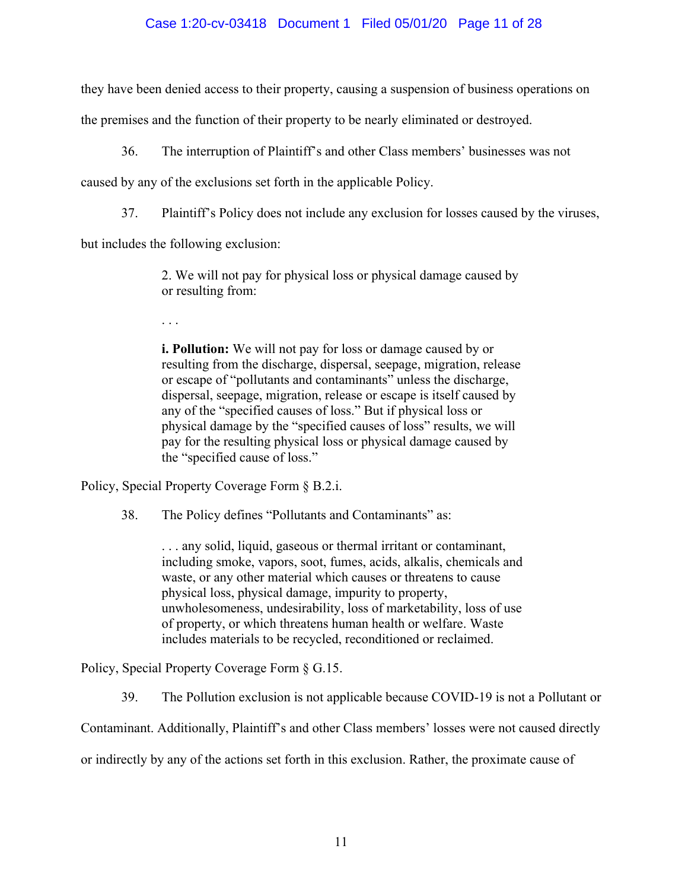they have been denied access to their property, causing a suspension of business operations on the premises and the function of their property to be nearly eliminated or destroyed.

36. The interruption of Plaintiff's and other Class members' businesses was not caused by any of the exclusions set forth in the applicable Policy.

37. Plaintiff's Policy does not include any exclusion for losses caused by the viruses, but includes the following exclusion:

> 2. We will not pay for physical loss or physical damage caused by or resulting from:
>
> . . .
>
> **i. Pollution:** We will not pay for loss or damage caused by or resulting from the discharge, dispersal, seepage, migration, release or escape of "pollutants and contaminants" unless the discharge, dispersal, seepage, migration, release or escape is itself caused by any of the "specified causes of loss." But if physical loss or physical damage by the "specified causes of loss" results, we will pay for the resulting physical loss or physical damage caused by the "specified cause of loss."

Policy, Special Property Coverage Form § B.2.i.

38. The Policy defines "Pollutants and Contaminants" as:

> . . . any solid, liquid, gaseous or thermal irritant or contaminant, including smoke, vapors, soot, fumes, acids, alkalis, chemicals and waste, or any other material which causes or threatens to cause physical loss, physical damage, impurity to property, unwholesomeness, undesirability, loss of marketability, loss of use of property, or which threatens human health or welfare. Waste includes materials to be recycled, reconditioned or reclaimed.

Policy, Special Property Coverage Form § G.15.

39. The Pollution exclusion is not applicable because COVID-19 is not a Pollutant or Contaminant. Additionally, Plaintiff's and other Class members' losses were not caused directly or indirectly by any of the actions set forth in this exclusion. Rather, the proximate cause of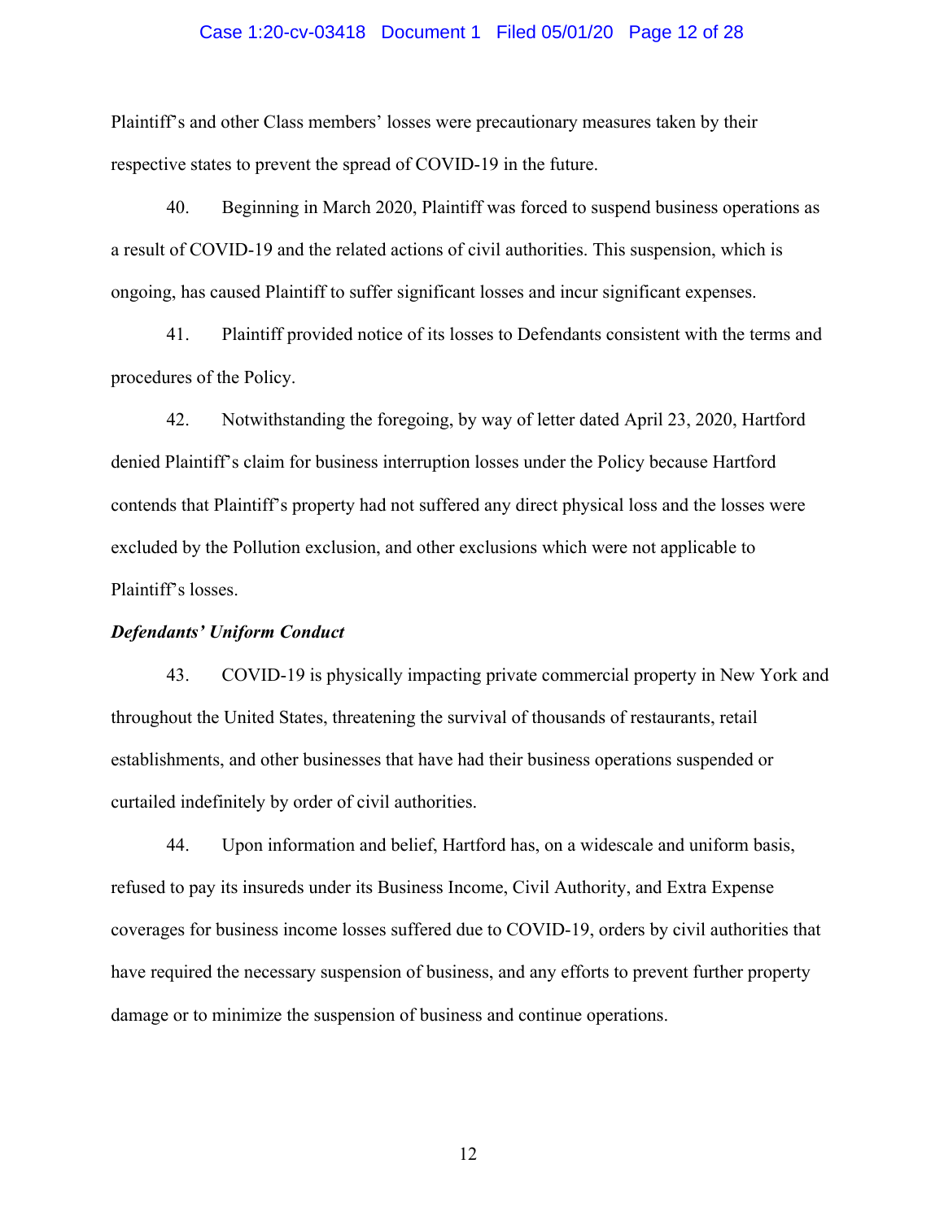Plaintiff's and other Class members' losses were precautionary measures taken by their respective states to prevent the spread of COVID-19 in the future.

40. Beginning in March 2020, Plaintiff was forced to suspend business operations as a result of COVID-19 and the related actions of civil authorities. This suspension, which is ongoing, has caused Plaintiff to suffer significant losses and incur significant expenses.

41. Plaintiff provided notice of its losses to Defendants consistent with the terms and procedures of the Policy.

42. Notwithstanding the foregoing, by way of letter dated April 23, 2020, Hartford denied Plaintiff's claim for business interruption losses under the Policy because Hartford contends that Plaintiff's property had not suffered any direct physical loss and the losses were excluded by the Pollution exclusion, and other exclusions which were not applicable to Plaintiff's losses.

***Defendants' Uniform Conduct***

43. COVID-19 is physically impacting private commercial property in New York and throughout the United States, threatening the survival of thousands of restaurants, retail establishments, and other businesses that have had their business operations suspended or curtailed indefinitely by order of civil authorities.

44. Upon information and belief, Hartford has, on a widescale and uniform basis, refused to pay its insureds under its Business Income, Civil Authority, and Extra Expense coverages for business income losses suffered due to COVID-19, orders by civil authorities that have required the necessary suspension of business, and any efforts to prevent further property damage or to minimize the suspension of business and continue operations.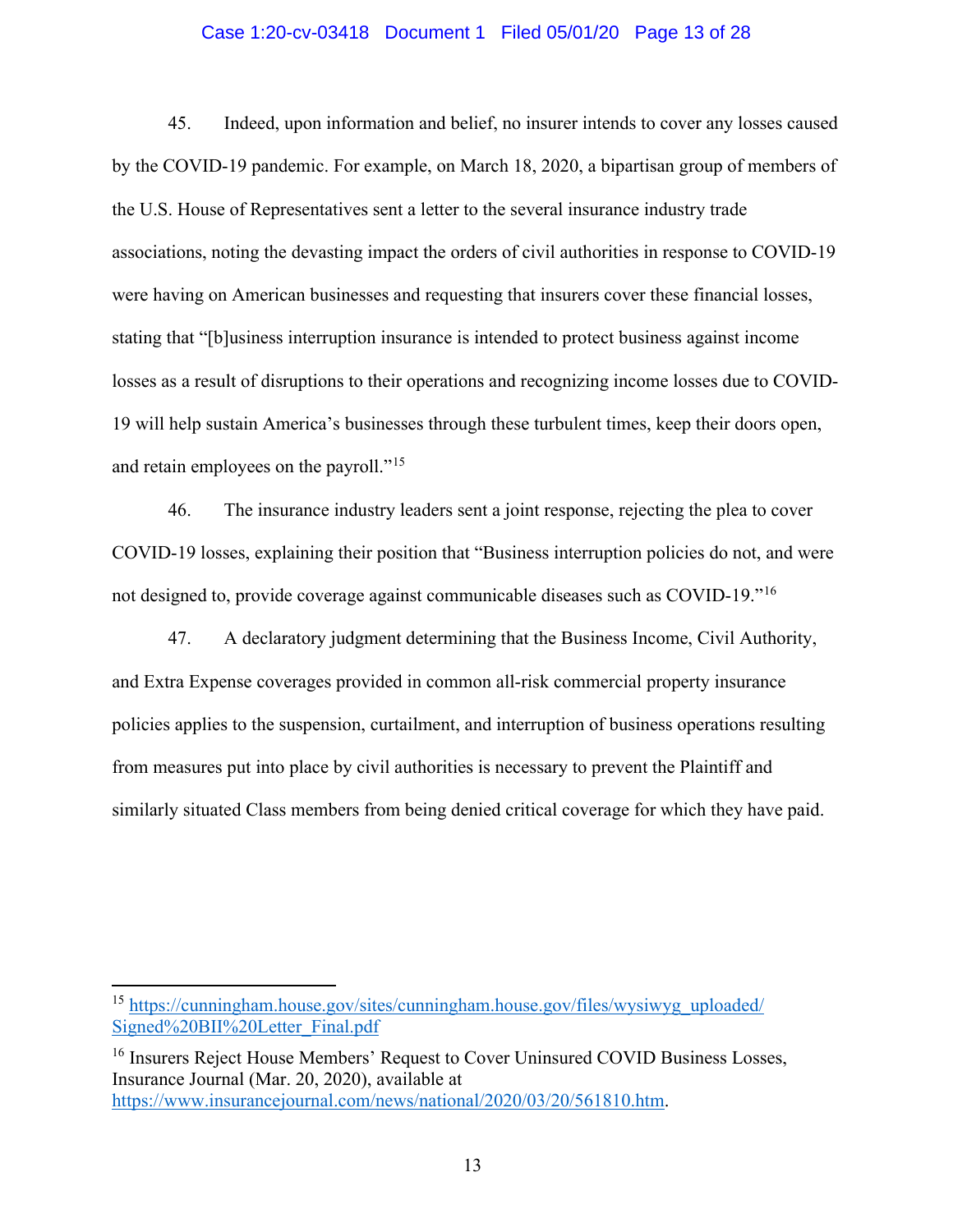45. Indeed, upon information and belief, no insurer intends to cover any losses caused by the COVID-19 pandemic. For example, on March 18, 2020, a bipartisan group of members of the U.S. House of Representatives sent a letter to the several insurance industry trade associations, noting the devasting impact the orders of civil authorities in response to COVID-19 were having on American businesses and requesting that insurers cover these financial losses, stating that "[b]usiness interruption insurance is intended to protect business against income losses as a result of disruptions to their operations and recognizing income losses due to COVID-19 will help sustain America's businesses through these turbulent times, keep their doors open, and retain employees on the payroll."[15]

46. The insurance industry leaders sent a joint response, rejecting the plea to cover COVID-19 losses, explaining their position that "Business interruption policies do not, and were not designed to, provide coverage against communicable diseases such as COVID-19."[16]

47. A declaratory judgment determining that the Business Income, Civil Authority, and Extra Expense coverages provided in common all-risk commercial property insurance policies applies to the suspension, curtailment, and interruption of business operations resulting from measures put into place by civil authorities is necessary to prevent the Plaintiff and similarly situated Class members from being denied critical coverage for which they have paid.

---

[15] https://cunningham.house.gov/sites/cunningham.house.gov/files/wysiwyg_uploaded/Signed%20BII%20Letter_Final.pdf

[16] Insurers Reject House Members' Request to Cover Uninsured COVID Business Losses, Insurance Journal (Mar. 20, 2020), available at https://www.insurancejournal.com/news/national/2020/03/20/561810.htm.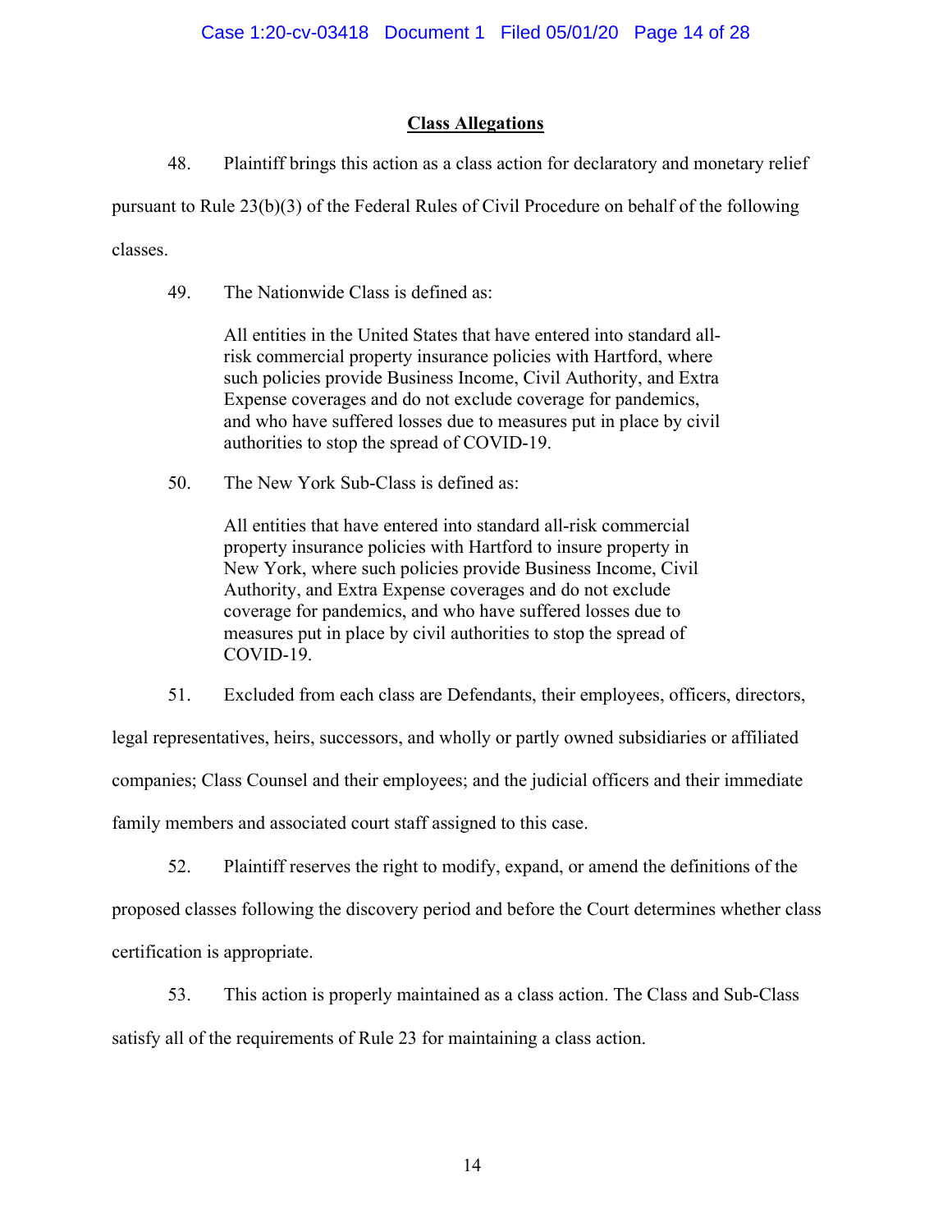## Class Allegations

48. Plaintiff brings this action as a class action for declaratory and monetary relief pursuant to Rule 23(b)(3) of the Federal Rules of Civil Procedure on behalf of the following classes.

49. The Nationwide Class is defined as:

> All entities in the United States that have entered into standard all-risk commercial property insurance policies with Hartford, where such policies provide Business Income, Civil Authority, and Extra Expense coverages and do not exclude coverage for pandemics, and who have suffered losses due to measures put in place by civil authorities to stop the spread of COVID-19.

50. The New York Sub-Class is defined as:

> All entities that have entered into standard all-risk commercial property insurance policies with Hartford to insure property in New York, where such policies provide Business Income, Civil Authority, and Extra Expense coverages and do not exclude coverage for pandemics, and who have suffered losses due to measures put in place by civil authorities to stop the spread of COVID-19.

51. Excluded from each class are Defendants, their employees, officers, directors, legal representatives, heirs, successors, and wholly or partly owned subsidiaries or affiliated companies; Class Counsel and their employees; and the judicial officers and their immediate family members and associated court staff assigned to this case.

52. Plaintiff reserves the right to modify, expand, or amend the definitions of the proposed classes following the discovery period and before the Court determines whether class certification is appropriate.

53. This action is properly maintained as a class action. The Class and Sub-Class satisfy all of the requirements of Rule 23 for maintaining a class action.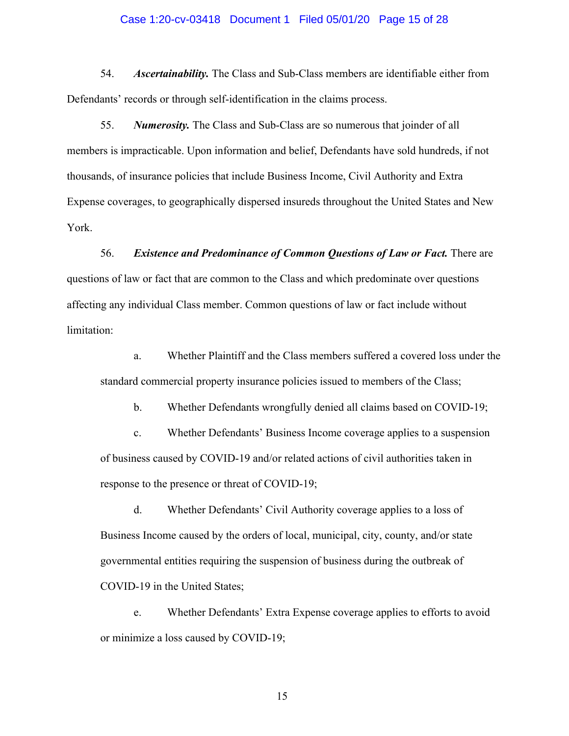54. ***Ascertainability.*** The Class and Sub-Class members are identifiable either from Defendants' records or through self-identification in the claims process.

55. ***Numerosity.*** The Class and Sub-Class are so numerous that joinder of all members is impracticable. Upon information and belief, Defendants have sold hundreds, if not thousands, of insurance policies that include Business Income, Civil Authority and Extra Expense coverages, to geographically dispersed insureds throughout the United States and New York.

56. ***Existence and Predominance of Common Questions of Law or Fact.*** There are questions of law or fact that are common to the Class and which predominate over questions affecting any individual Class member. Common questions of law or fact include without limitation:

   a. Whether Plaintiff and the Class members suffered a covered loss under the standard commercial property insurance policies issued to members of the Class;

   b. Whether Defendants wrongfully denied all claims based on COVID-19;

   c. Whether Defendants' Business Income coverage applies to a suspension of business caused by COVID-19 and/or related actions of civil authorities taken in response to the presence or threat of COVID-19;

   d. Whether Defendants' Civil Authority coverage applies to a loss of Business Income caused by the orders of local, municipal, city, county, and/or state governmental entities requiring the suspension of business during the outbreak of COVID-19 in the United States;

   e. Whether Defendants' Extra Expense coverage applies to efforts to avoid or minimize a loss caused by COVID-19;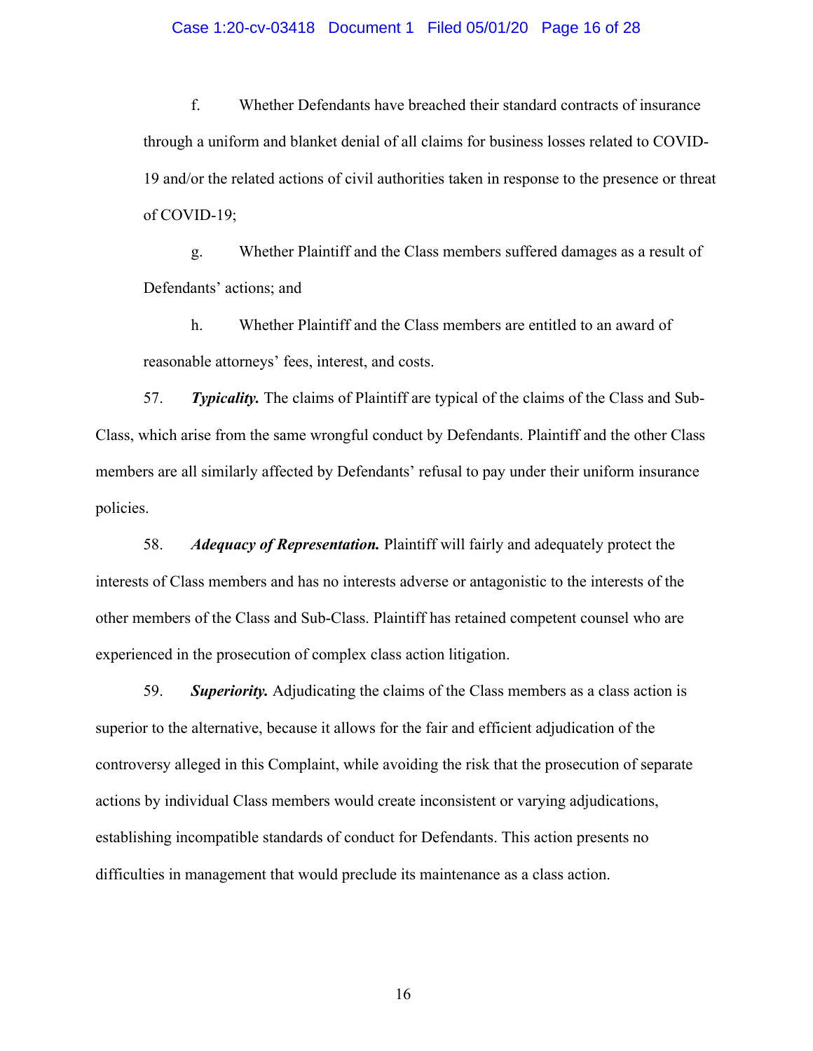f. Whether Defendants have breached their standard contracts of insurance through a uniform and blanket denial of all claims for business losses related to COVID-19 and/or the related actions of civil authorities taken in response to the presence or threat of COVID-19;

g. Whether Plaintiff and the Class members suffered damages as a result of Defendants' actions; and

h. Whether Plaintiff and the Class members are entitled to an award of reasonable attorneys' fees, interest, and costs.

57. ***Typicality.*** The claims of Plaintiff are typical of the claims of the Class and Sub-Class, which arise from the same wrongful conduct by Defendants. Plaintiff and the other Class members are all similarly affected by Defendants' refusal to pay under their uniform insurance policies.

58. ***Adequacy of Representation.*** Plaintiff will fairly and adequately protect the interests of Class members and has no interests adverse or antagonistic to the interests of the other members of the Class and Sub-Class. Plaintiff has retained competent counsel who are experienced in the prosecution of complex class action litigation.

59. ***Superiority.*** Adjudicating the claims of the Class members as a class action is superior to the alternative, because it allows for the fair and efficient adjudication of the controversy alleged in this Complaint, while avoiding the risk that the prosecution of separate actions by individual Class members would create inconsistent or varying adjudications, establishing incompatible standards of conduct for Defendants. This action presents no difficulties in management that would preclude its maintenance as a class action.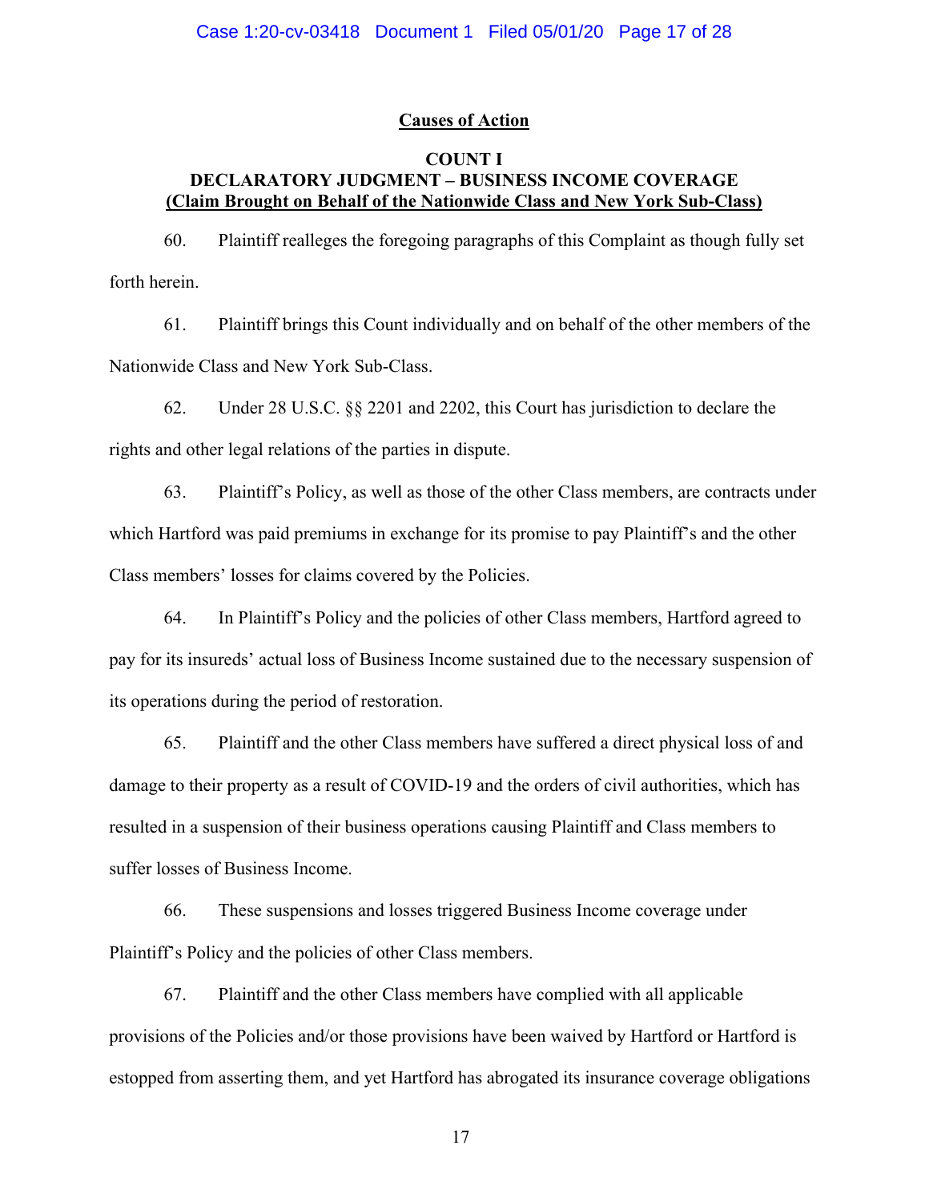## Causes of Action

### COUNT I
### DECLARATORY JUDGMENT – BUSINESS INCOME COVERAGE
### (Claim Brought on Behalf of the Nationwide Class and New York Sub-Class)

60. Plaintiff realleges the foregoing paragraphs of this Complaint as though fully set forth herein.

61. Plaintiff brings this Count individually and on behalf of the other members of the Nationwide Class and New York Sub-Class.

62. Under 28 U.S.C. §§ 2201 and 2202, this Court has jurisdiction to declare the rights and other legal relations of the parties in dispute.

63. Plaintiff's Policy, as well as those of the other Class members, are contracts under which Hartford was paid premiums in exchange for its promise to pay Plaintiff's and the other Class members' losses for claims covered by the Policies.

64. In Plaintiff's Policy and the policies of other Class members, Hartford agreed to pay for its insureds' actual loss of Business Income sustained due to the necessary suspension of its operations during the period of restoration.

65. Plaintiff and the other Class members have suffered a direct physical loss of and damage to their property as a result of COVID-19 and the orders of civil authorities, which has resulted in a suspension of their business operations causing Plaintiff and Class members to suffer losses of Business Income.

66. These suspensions and losses triggered Business Income coverage under Plaintiff's Policy and the policies of other Class members.

67. Plaintiff and the other Class members have complied with all applicable provisions of the Policies and/or those provisions have been waived by Hartford or Hartford is estopped from asserting them, and yet Hartford has abrogated its insurance coverage obligations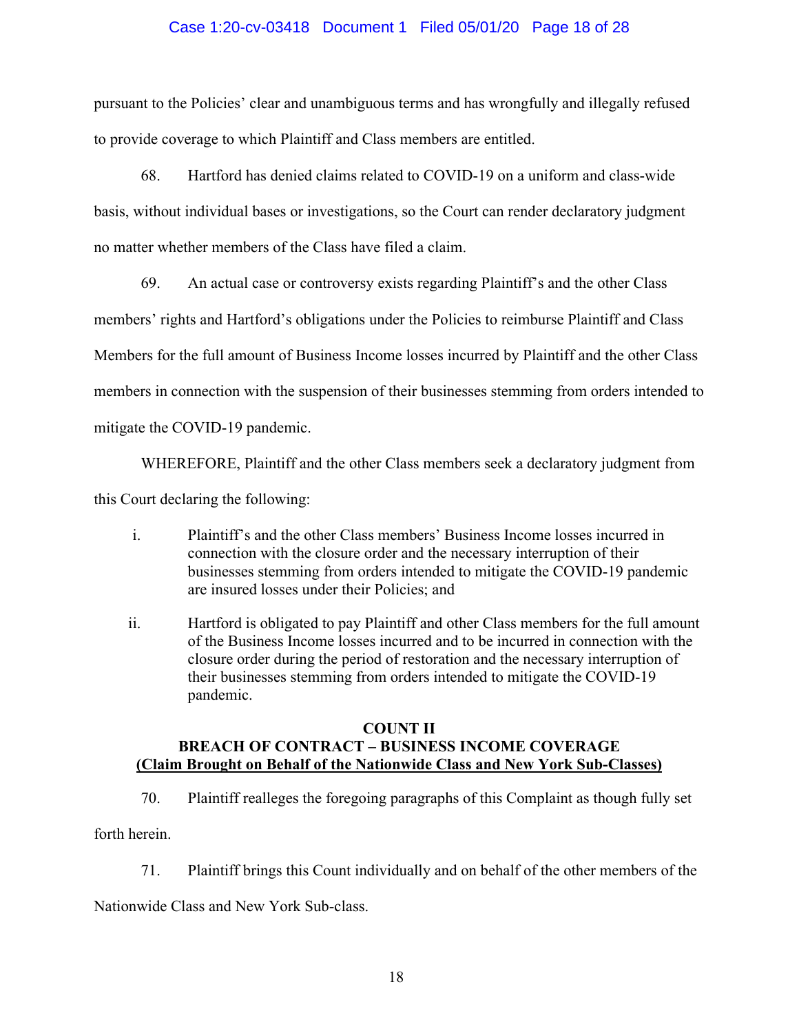pursuant to the Policies' clear and unambiguous terms and has wrongfully and illegally refused to provide coverage to which Plaintiff and Class members are entitled.

68. Hartford has denied claims related to COVID-19 on a uniform and class-wide basis, without individual bases or investigations, so the Court can render declaratory judgment no matter whether members of the Class have filed a claim.

69. An actual case or controversy exists regarding Plaintiff's and the other Class members' rights and Hartford's obligations under the Policies to reimburse Plaintiff and Class Members for the full amount of Business Income losses incurred by Plaintiff and the other Class members in connection with the suspension of their businesses stemming from orders intended to mitigate the COVID-19 pandemic.

WHEREFORE, Plaintiff and the other Class members seek a declaratory judgment from this Court declaring the following:

i. Plaintiff's and the other Class members' Business Income losses incurred in connection with the closure order and the necessary interruption of their businesses stemming from orders intended to mitigate the COVID-19 pandemic are insured losses under their Policies; and

ii. Hartford is obligated to pay Plaintiff and other Class members for the full amount of the Business Income losses incurred and to be incurred in connection with the closure order during the period of restoration and the necessary interruption of their businesses stemming from orders intended to mitigate the COVID-19 pandemic.

**COUNT II**
**BREACH OF CONTRACT – BUSINESS INCOME COVERAGE**
**(Claim Brought on Behalf of the Nationwide Class and New York Sub-Classes)**

70. Plaintiff realleges the foregoing paragraphs of this Complaint as though fully set forth herein.

71. Plaintiff brings this Count individually and on behalf of the other members of the Nationwide Class and New York Sub-class.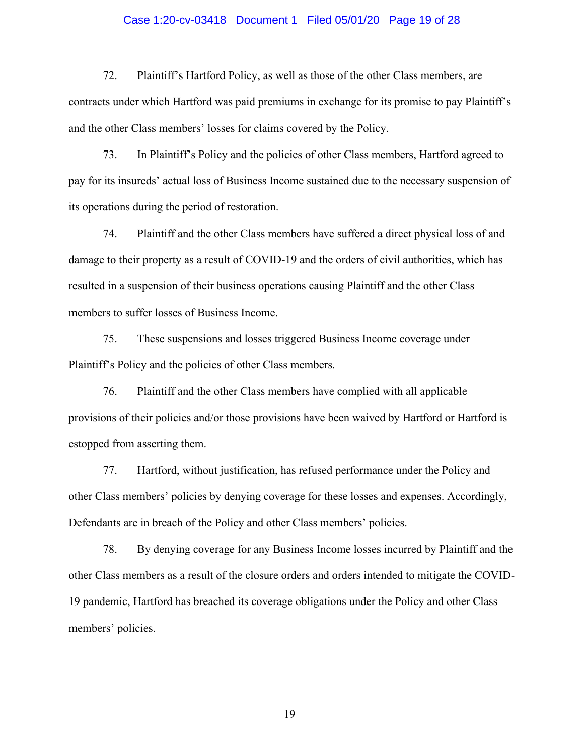72. Plaintiff's Hartford Policy, as well as those of the other Class members, are contracts under which Hartford was paid premiums in exchange for its promise to pay Plaintiff's and the other Class members' losses for claims covered by the Policy.

73. In Plaintiff's Policy and the policies of other Class members, Hartford agreed to pay for its insureds' actual loss of Business Income sustained due to the necessary suspension of its operations during the period of restoration.

74. Plaintiff and the other Class members have suffered a direct physical loss of and damage to their property as a result of COVID-19 and the orders of civil authorities, which has resulted in a suspension of their business operations causing Plaintiff and the other Class members to suffer losses of Business Income.

75. These suspensions and losses triggered Business Income coverage under Plaintiff's Policy and the policies of other Class members.

76. Plaintiff and the other Class members have complied with all applicable provisions of their policies and/or those provisions have been waived by Hartford or Hartford is estopped from asserting them.

77. Hartford, without justification, has refused performance under the Policy and other Class members' policies by denying coverage for these losses and expenses. Accordingly, Defendants are in breach of the Policy and other Class members' policies.

78. By denying coverage for any Business Income losses incurred by Plaintiff and the other Class members as a result of the closure orders and orders intended to mitigate the COVID-19 pandemic, Hartford has breached its coverage obligations under the Policy and other Class members' policies.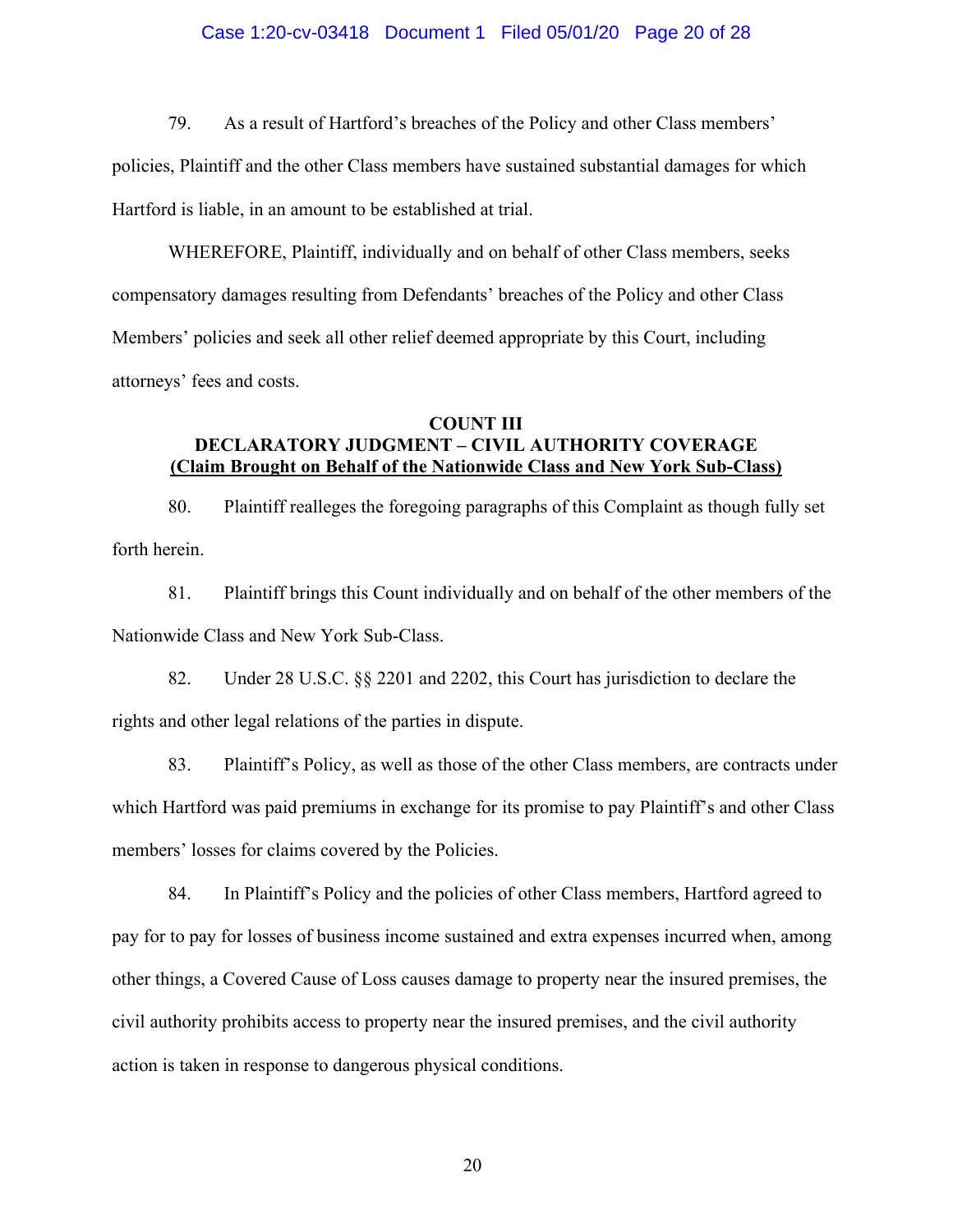79. As a result of Hartford's breaches of the Policy and other Class members' policies, Plaintiff and the other Class members have sustained substantial damages for which Hartford is liable, in an amount to be established at trial.

WHEREFORE, Plaintiff, individually and on behalf of other Class members, seeks compensatory damages resulting from Defendants' breaches of the Policy and other Class Members' policies and seek all other relief deemed appropriate by this Court, including attorneys' fees and costs.

**COUNT III**
**DECLARATORY JUDGMENT – CIVIL AUTHORITY COVERAGE**
**(Claim Brought on Behalf of the Nationwide Class and New York Sub-Class)**

80. Plaintiff realleges the foregoing paragraphs of this Complaint as though fully set forth herein.

81. Plaintiff brings this Count individually and on behalf of the other members of the Nationwide Class and New York Sub-Class.

82. Under 28 U.S.C. §§ 2201 and 2202, this Court has jurisdiction to declare the rights and other legal relations of the parties in dispute.

83. Plaintiff's Policy, as well as those of the other Class members, are contracts under which Hartford was paid premiums in exchange for its promise to pay Plaintiff's and other Class members' losses for claims covered by the Policies.

84. In Plaintiff's Policy and the policies of other Class members, Hartford agreed to pay for to pay for losses of business income sustained and extra expenses incurred when, among other things, a Covered Cause of Loss causes damage to property near the insured premises, the civil authority prohibits access to property near the insured premises, and the civil authority action is taken in response to dangerous physical conditions.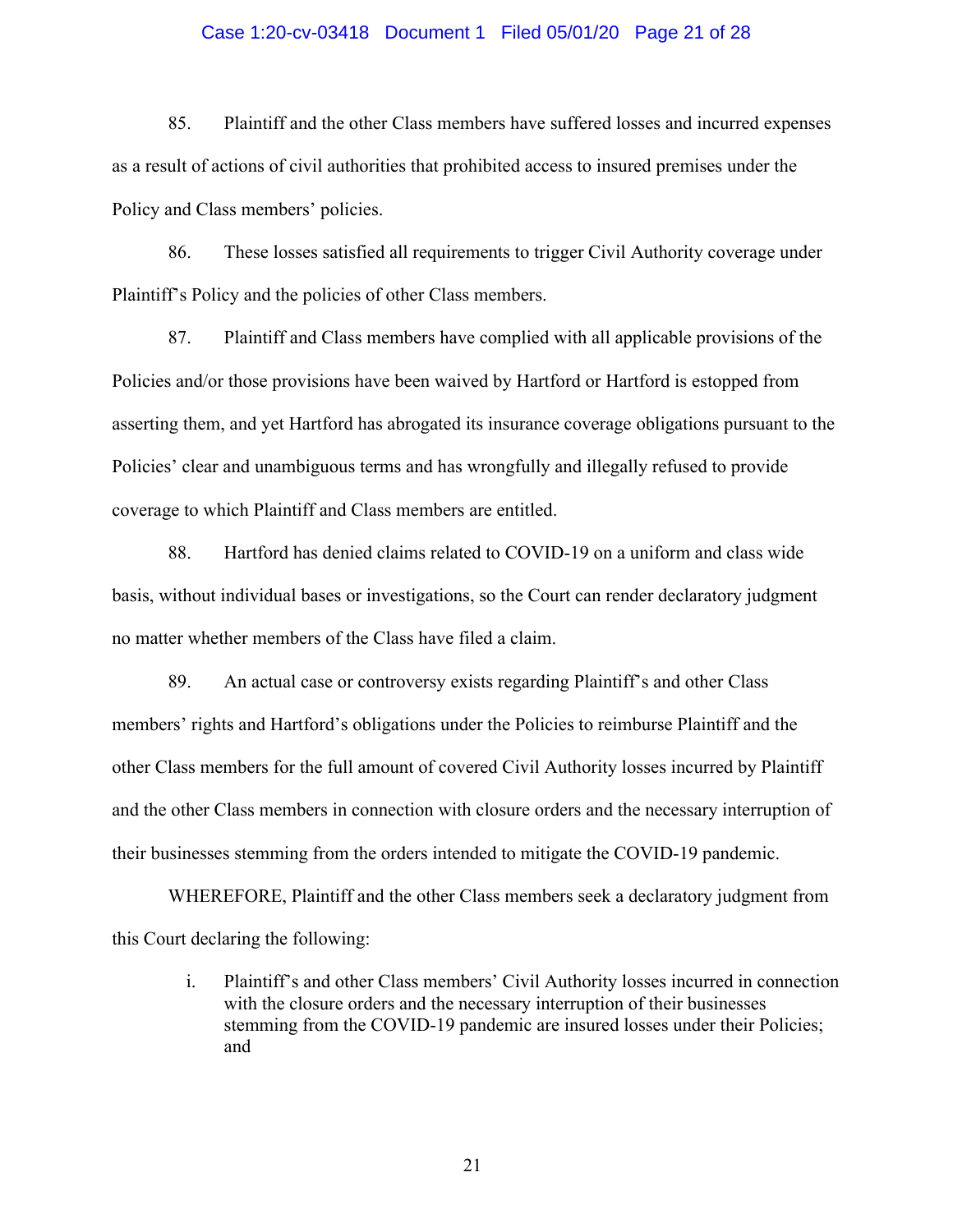85. Plaintiff and the other Class members have suffered losses and incurred expenses as a result of actions of civil authorities that prohibited access to insured premises under the Policy and Class members' policies.

86. These losses satisfied all requirements to trigger Civil Authority coverage under Plaintiff's Policy and the policies of other Class members.

87. Plaintiff and Class members have complied with all applicable provisions of the Policies and/or those provisions have been waived by Hartford or Hartford is estopped from asserting them, and yet Hartford has abrogated its insurance coverage obligations pursuant to the Policies' clear and unambiguous terms and has wrongfully and illegally refused to provide coverage to which Plaintiff and Class members are entitled.

88. Hartford has denied claims related to COVID-19 on a uniform and class wide basis, without individual bases or investigations, so the Court can render declaratory judgment no matter whether members of the Class have filed a claim.

89. An actual case or controversy exists regarding Plaintiff's and other Class members' rights and Hartford's obligations under the Policies to reimburse Plaintiff and the other Class members for the full amount of covered Civil Authority losses incurred by Plaintiff and the other Class members in connection with closure orders and the necessary interruption of their businesses stemming from the orders intended to mitigate the COVID-19 pandemic.

WHEREFORE, Plaintiff and the other Class members seek a declaratory judgment from this Court declaring the following:

i. Plaintiff's and other Class members' Civil Authority losses incurred in connection with the closure orders and the necessary interruption of their businesses stemming from the COVID-19 pandemic are insured losses under their Policies; and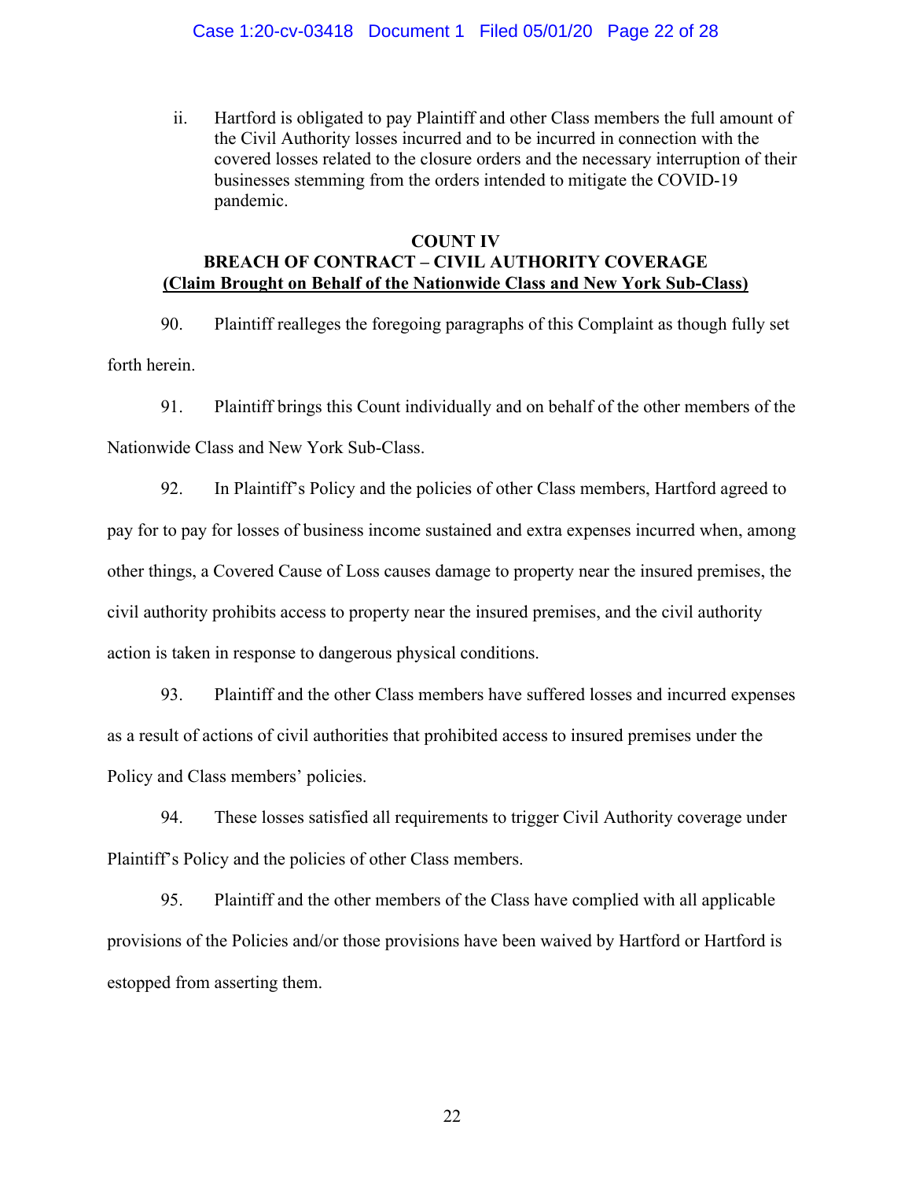ii. Hartford is obligated to pay Plaintiff and other Class members the full amount of the Civil Authority losses incurred and to be incurred in connection with the covered losses related to the closure orders and the necessary interruption of their businesses stemming from the orders intended to mitigate the COVID-19 pandemic.

**COUNT IV**
**BREACH OF CONTRACT – CIVIL AUTHORITY COVERAGE**
**(Claim Brought on Behalf of the Nationwide Class and New York Sub-Class)**

90. Plaintiff realleges the foregoing paragraphs of this Complaint as though fully set forth herein.

91. Plaintiff brings this Count individually and on behalf of the other members of the Nationwide Class and New York Sub-Class.

92. In Plaintiff's Policy and the policies of other Class members, Hartford agreed to pay for to pay for losses of business income sustained and extra expenses incurred when, among other things, a Covered Cause of Loss causes damage to property near the insured premises, the civil authority prohibits access to property near the insured premises, and the civil authority action is taken in response to dangerous physical conditions.

93. Plaintiff and the other Class members have suffered losses and incurred expenses as a result of actions of civil authorities that prohibited access to insured premises under the Policy and Class members' policies.

94. These losses satisfied all requirements to trigger Civil Authority coverage under Plaintiff's Policy and the policies of other Class members.

95. Plaintiff and the other members of the Class have complied with all applicable provisions of the Policies and/or those provisions have been waived by Hartford or Hartford is estopped from asserting them.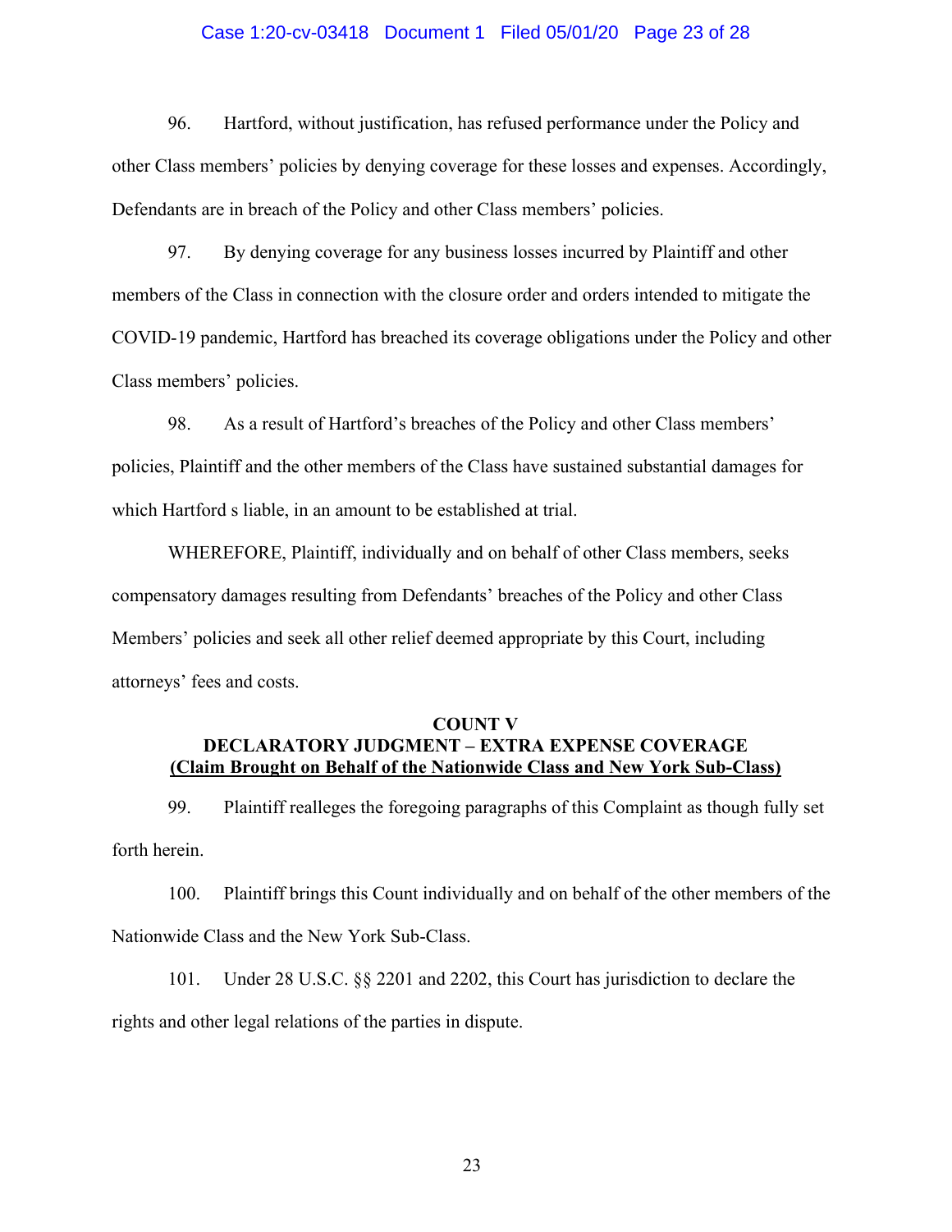96. Hartford, without justification, has refused performance under the Policy and other Class members' policies by denying coverage for these losses and expenses. Accordingly, Defendants are in breach of the Policy and other Class members' policies.

97. By denying coverage for any business losses incurred by Plaintiff and other members of the Class in connection with the closure order and orders intended to mitigate the COVID-19 pandemic, Hartford has breached its coverage obligations under the Policy and other Class members' policies.

98. As a result of Hartford's breaches of the Policy and other Class members' policies, Plaintiff and the other members of the Class have sustained substantial damages for which Hartford s liable, in an amount to be established at trial.

WHEREFORE, Plaintiff, individually and on behalf of other Class members, seeks compensatory damages resulting from Defendants' breaches of the Policy and other Class Members' policies and seek all other relief deemed appropriate by this Court, including attorneys' fees and costs.

**COUNT V**
**DECLARATORY JUDGMENT – EXTRA EXPENSE COVERAGE**
**(Claim Brought on Behalf of the Nationwide Class and New York Sub-Class)**

99. Plaintiff realleges the foregoing paragraphs of this Complaint as though fully set forth herein.

100. Plaintiff brings this Count individually and on behalf of the other members of the Nationwide Class and the New York Sub-Class.

101. Under 28 U.S.C. §§ 2201 and 2202, this Court has jurisdiction to declare the rights and other legal relations of the parties in dispute.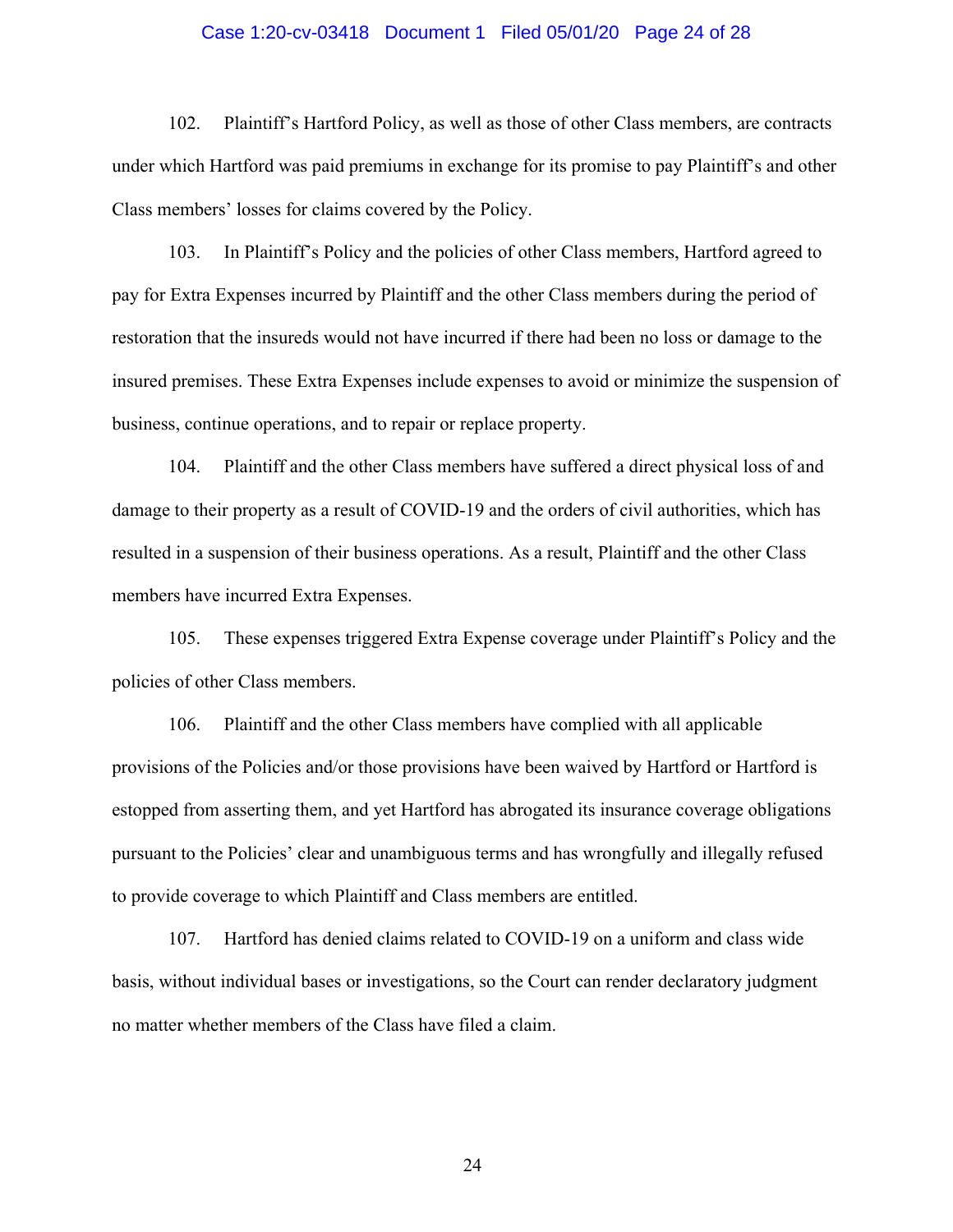102. Plaintiff's Hartford Policy, as well as those of other Class members, are contracts under which Hartford was paid premiums in exchange for its promise to pay Plaintiff's and other Class members' losses for claims covered by the Policy.

103. In Plaintiff's Policy and the policies of other Class members, Hartford agreed to pay for Extra Expenses incurred by Plaintiff and the other Class members during the period of restoration that the insureds would not have incurred if there had been no loss or damage to the insured premises. These Extra Expenses include expenses to avoid or minimize the suspension of business, continue operations, and to repair or replace property.

104. Plaintiff and the other Class members have suffered a direct physical loss of and damage to their property as a result of COVID-19 and the orders of civil authorities, which has resulted in a suspension of their business operations. As a result, Plaintiff and the other Class members have incurred Extra Expenses.

105. These expenses triggered Extra Expense coverage under Plaintiff's Policy and the policies of other Class members.

106. Plaintiff and the other Class members have complied with all applicable provisions of the Policies and/or those provisions have been waived by Hartford or Hartford is estopped from asserting them, and yet Hartford has abrogated its insurance coverage obligations pursuant to the Policies' clear and unambiguous terms and has wrongfully and illegally refused to provide coverage to which Plaintiff and Class members are entitled.

107. Hartford has denied claims related to COVID-19 on a uniform and class wide basis, without individual bases or investigations, so the Court can render declaratory judgment no matter whether members of the Class have filed a claim.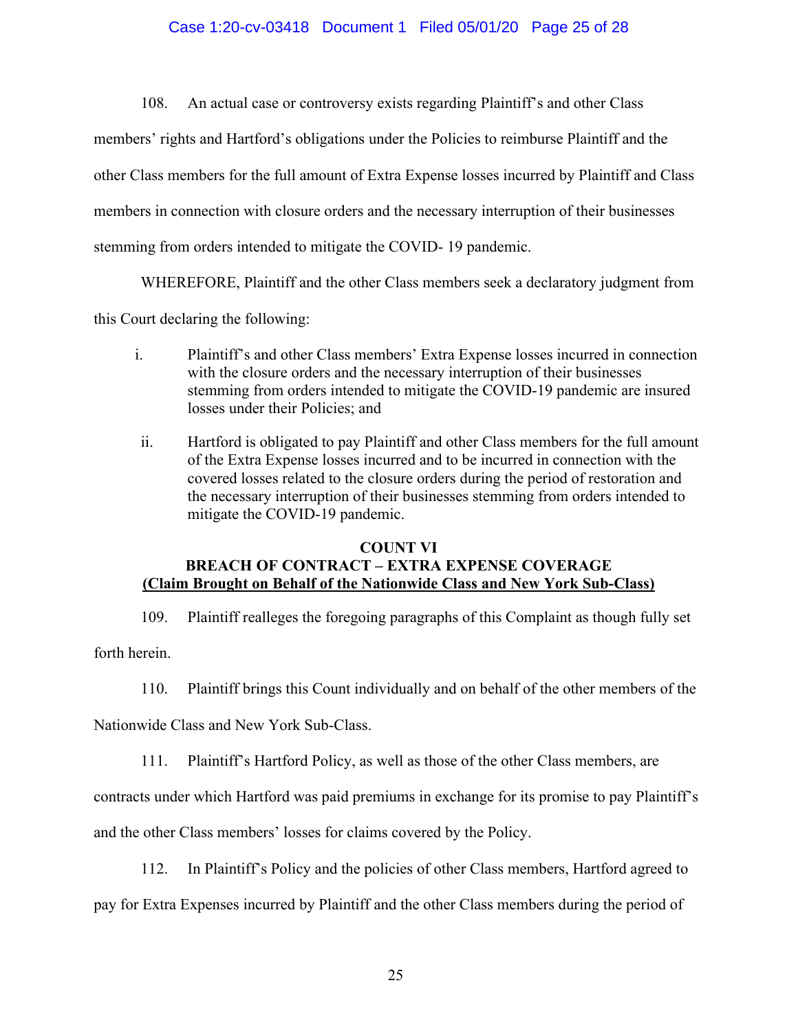108. An actual case or controversy exists regarding Plaintiff's and other Class members' rights and Hartford's obligations under the Policies to reimburse Plaintiff and the other Class members for the full amount of Extra Expense losses incurred by Plaintiff and Class members in connection with closure orders and the necessary interruption of their businesses stemming from orders intended to mitigate the COVID- 19 pandemic.

WHEREFORE, Plaintiff and the other Class members seek a declaratory judgment from this Court declaring the following:

i. Plaintiff's and other Class members' Extra Expense losses incurred in connection with the closure orders and the necessary interruption of their businesses stemming from orders intended to mitigate the COVID-19 pandemic are insured losses under their Policies; and

ii. Hartford is obligated to pay Plaintiff and other Class members for the full amount of the Extra Expense losses incurred and to be incurred in connection with the covered losses related to the closure orders during the period of restoration and the necessary interruption of their businesses stemming from orders intended to mitigate the COVID-19 pandemic.

**COUNT VI**
**BREACH OF CONTRACT – EXTRA EXPENSE COVERAGE**
**(Claim Brought on Behalf of the Nationwide Class and New York Sub-Class)**

109. Plaintiff realleges the foregoing paragraphs of this Complaint as though fully set forth herein.

110. Plaintiff brings this Count individually and on behalf of the other members of the Nationwide Class and New York Sub-Class.

111. Plaintiff's Hartford Policy, as well as those of the other Class members, are contracts under which Hartford was paid premiums in exchange for its promise to pay Plaintiff's and the other Class members' losses for claims covered by the Policy.

112. In Plaintiff's Policy and the policies of other Class members, Hartford agreed to pay for Extra Expenses incurred by Plaintiff and the other Class members during the period of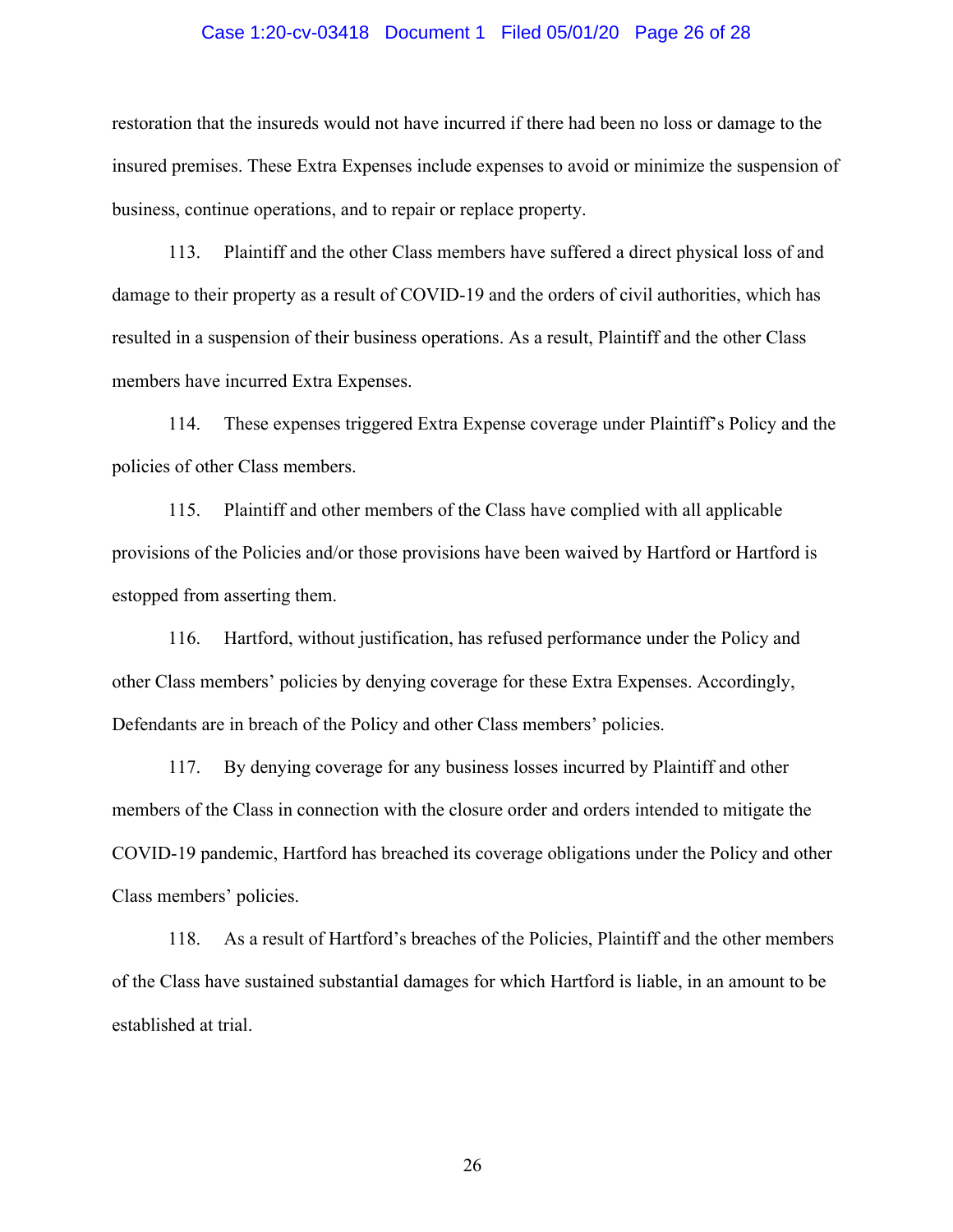restoration that the insureds would not have incurred if there had been no loss or damage to the insured premises. These Extra Expenses include expenses to avoid or minimize the suspension of business, continue operations, and to repair or replace property.

113. Plaintiff and the other Class members have suffered a direct physical loss of and damage to their property as a result of COVID-19 and the orders of civil authorities, which has resulted in a suspension of their business operations. As a result, Plaintiff and the other Class members have incurred Extra Expenses.

114. These expenses triggered Extra Expense coverage under Plaintiff's Policy and the policies of other Class members.

115. Plaintiff and other members of the Class have complied with all applicable provisions of the Policies and/or those provisions have been waived by Hartford or Hartford is estopped from asserting them.

116. Hartford, without justification, has refused performance under the Policy and other Class members' policies by denying coverage for these Extra Expenses. Accordingly, Defendants are in breach of the Policy and other Class members' policies.

117. By denying coverage for any business losses incurred by Plaintiff and other members of the Class in connection with the closure order and orders intended to mitigate the COVID-19 pandemic, Hartford has breached its coverage obligations under the Policy and other Class members' policies.

118. As a result of Hartford's breaches of the Policies, Plaintiff and the other members of the Class have sustained substantial damages for which Hartford is liable, in an amount to be established at trial.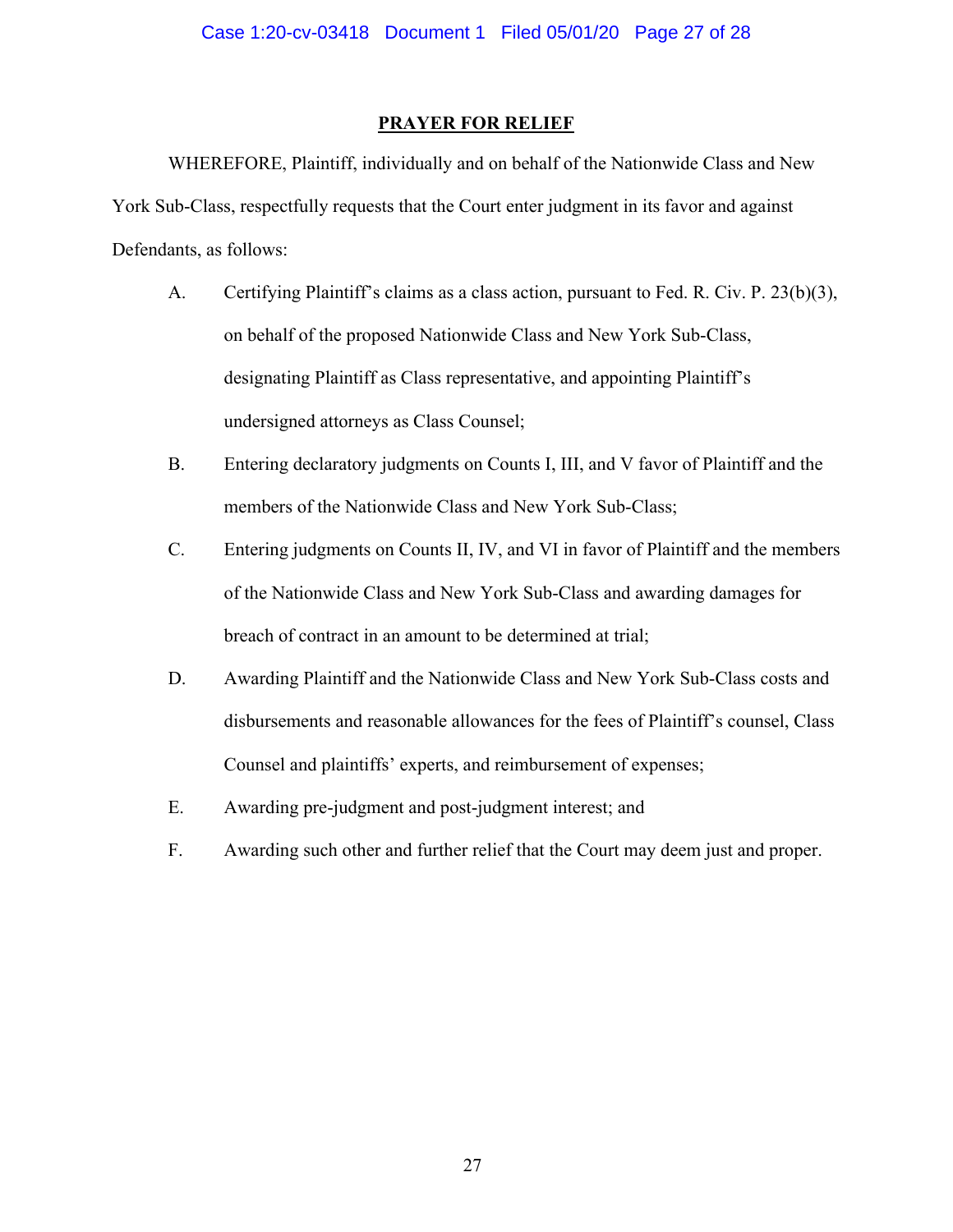## PRAYER FOR RELIEF

WHEREFORE, Plaintiff, individually and on behalf of the Nationwide Class and New York Sub-Class, respectfully requests that the Court enter judgment in its favor and against Defendants, as follows:

A. Certifying Plaintiff's claims as a class action, pursuant to Fed. R. Civ. P. 23(b)(3), on behalf of the proposed Nationwide Class and New York Sub-Class, designating Plaintiff as Class representative, and appointing Plaintiff's undersigned attorneys as Class Counsel;

B. Entering declaratory judgments on Counts I, III, and V favor of Plaintiff and the members of the Nationwide Class and New York Sub-Class;

C. Entering judgments on Counts II, IV, and VI in favor of Plaintiff and the members of the Nationwide Class and New York Sub-Class and awarding damages for breach of contract in an amount to be determined at trial;

D. Awarding Plaintiff and the Nationwide Class and New York Sub-Class costs and disbursements and reasonable allowances for the fees of Plaintiff's counsel, Class Counsel and plaintiffs' experts, and reimbursement of expenses;

E. Awarding pre-judgment and post-judgment interest; and

F. Awarding such other and further relief that the Court may deem just and proper.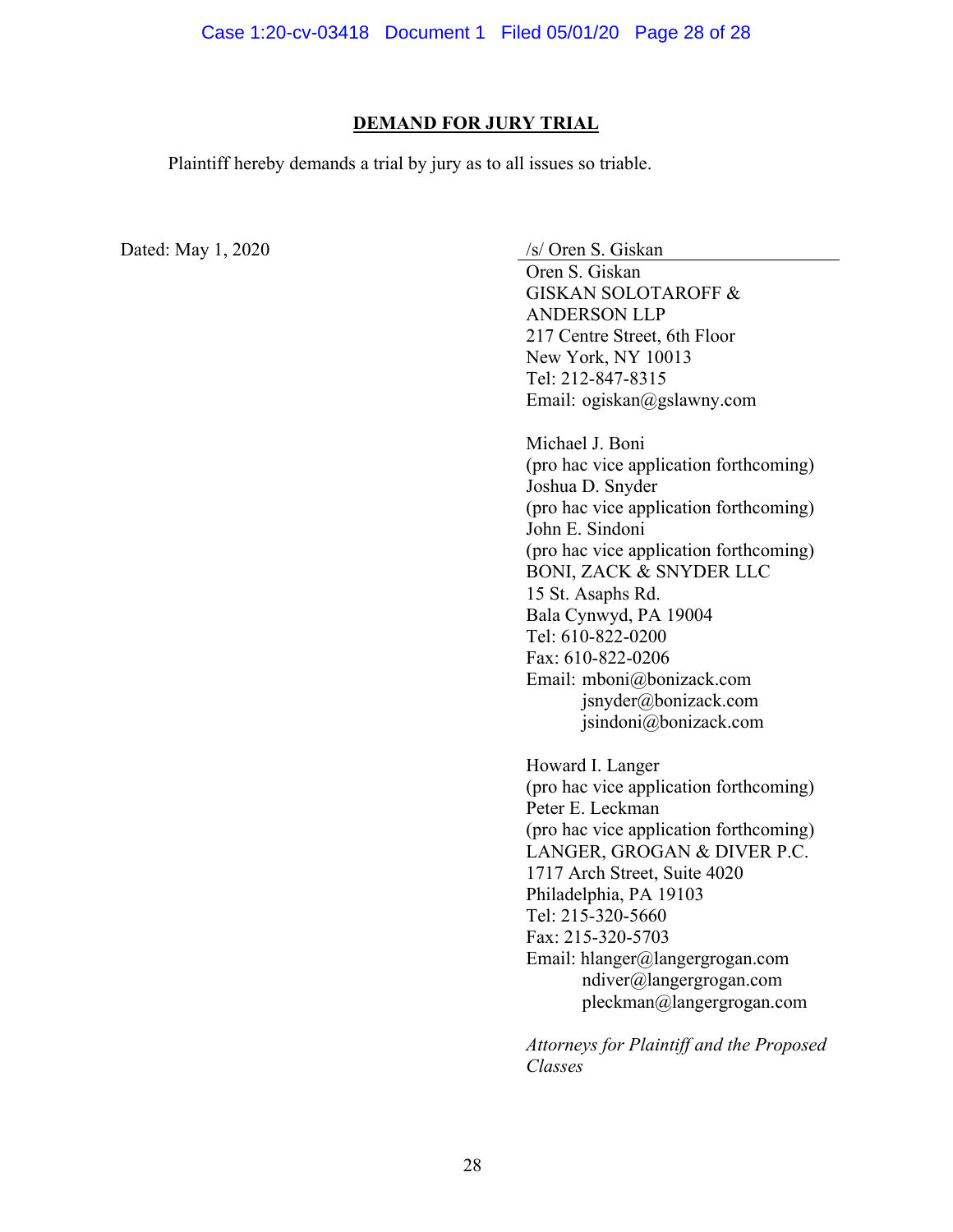**DEMAND FOR JURY TRIAL**

Plaintiff hereby demands a trial by jury as to all issues so triable.

Dated: May 1, 2020

/s/ Oren S. Giskan
Oren S. Giskan
GISKAN SOLOTAROFF &
ANDERSON LLP
217 Centre Street, 6th Floor
New York, NY 10013
Tel: 212-847-8315
Email: ogiskan@gslawny.com

Michael J. Boni
(pro hac vice application forthcoming)
Joshua D. Snyder
(pro hac vice application forthcoming)
John E. Sindoni
(pro hac vice application forthcoming)
BONI, ZACK & SNYDER LLC
15 St. Asaphs Rd.
Bala Cynwyd, PA 19004
Tel: 610-822-0200
Fax: 610-822-0206
Email: mboni@bonizack.com
jsnyder@bonizack.com
jsindoni@bonizack.com

Howard I. Langer
(pro hac vice application forthcoming)
Peter E. Leckman
(pro hac vice application forthcoming)
LANGER, GROGAN & DIVER P.C.
1717 Arch Street, Suite 4020
Philadelphia, PA 19103
Tel: 215-320-5660
Fax: 215-320-5703
Email: hlanger@langergrogan.com
ndiver@langergrogan.com
pleckman@langergrogan.com

*Attorneys for Plaintiff and the Proposed Classes*